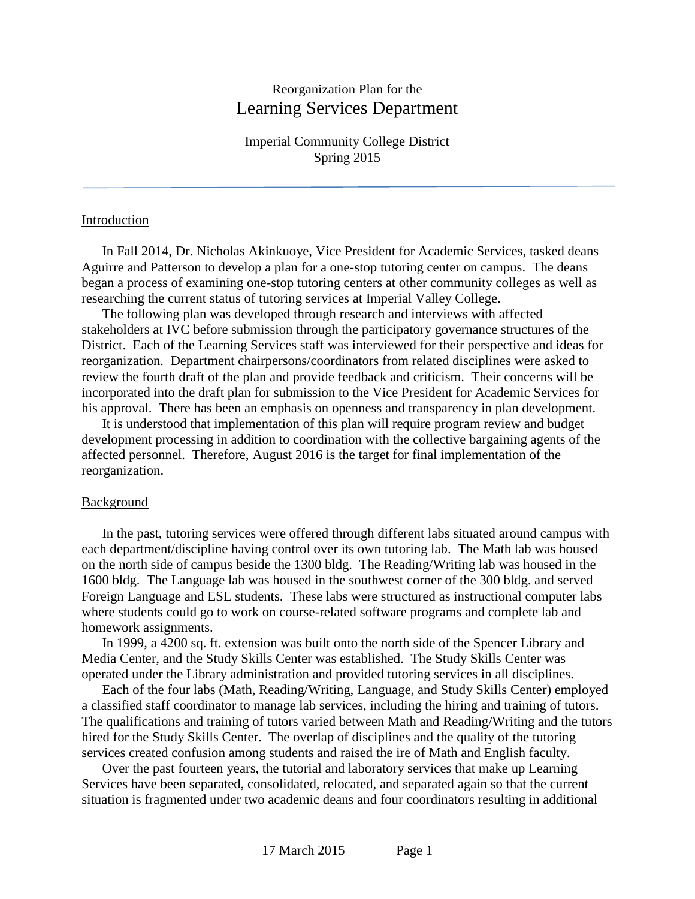Reorganization Plan for the

# Learning Services Department

Imperial Community College District
Spring 2015

---

## Introduction

In Fall 2014, Dr. Nicholas Akinkuoye, Vice President for Academic Services, tasked deans Aguirre and Patterson to develop a plan for a one-stop tutoring center on campus. The deans began a process of examining one-stop tutoring centers at other community colleges as well as researching the current status of tutoring services at Imperial Valley College.

The following plan was developed through research and interviews with affected stakeholders at IVC before submission through the participatory governance structures of the District. Each of the Learning Services staff was interviewed for their perspective and ideas for reorganization. Department chairpersons/coordinators from related disciplines were asked to review the fourth draft of the plan and provide feedback and criticism. Their concerns will be incorporated into the draft plan for submission to the Vice President for Academic Services for his approval. There has been an emphasis on openness and transparency in plan development.

It is understood that implementation of this plan will require program review and budget development processing in addition to coordination with the collective bargaining agents of the affected personnel. Therefore, August 2016 is the target for final implementation of the reorganization.

## Background

In the past, tutoring services were offered through different labs situated around campus with each department/discipline having control over its own tutoring lab. The Math lab was housed on the north side of campus beside the 1300 bldg. The Reading/Writing lab was housed in the 1600 bldg. The Language lab was housed in the southwest corner of the 300 bldg. and served Foreign Language and ESL students. These labs were structured as instructional computer labs where students could go to work on course-related software programs and complete lab and homework assignments.

In 1999, a 4200 sq. ft. extension was built onto the north side of the Spencer Library and Media Center, and the Study Skills Center was established. The Study Skills Center was operated under the Library administration and provided tutoring services in all disciplines.

Each of the four labs (Math, Reading/Writing, Language, and Study Skills Center) employed a classified staff coordinator to manage lab services, including the hiring and training of tutors. The qualifications and training of tutors varied between Math and Reading/Writing and the tutors hired for the Study Skills Center. The overlap of disciplines and the quality of the tutoring services created confusion among students and raised the ire of Math and English faculty.

Over the past fourteen years, the tutorial and laboratory services that make up Learning Services have been separated, consolidated, relocated, and separated again so that the current situation is fragmented under two academic deans and four coordinators resulting in additional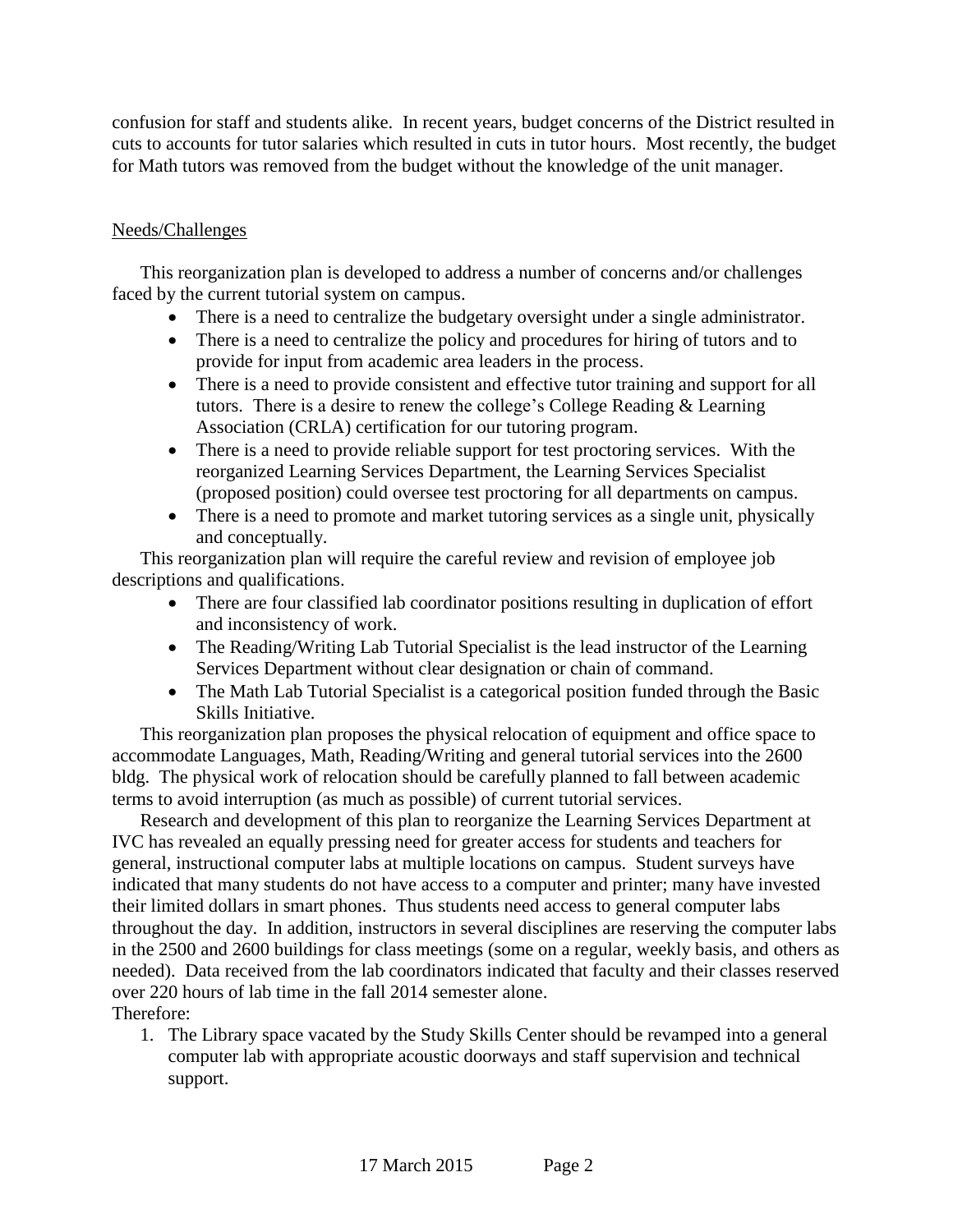confusion for staff and students alike. In recent years, budget concerns of the District resulted in cuts to accounts for tutor salaries which resulted in cuts in tutor hours. Most recently, the budget for Math tutors was removed from the budget without the knowledge of the unit manager.

## Needs/Challenges

This reorganization plan is developed to address a number of concerns and/or challenges faced by the current tutorial system on campus.

- There is a need to centralize the budgetary oversight under a single administrator.
- There is a need to centralize the policy and procedures for hiring of tutors and to provide for input from academic area leaders in the process.
- There is a need to provide consistent and effective tutor training and support for all tutors. There is a desire to renew the college's College Reading & Learning Association (CRLA) certification for our tutoring program.
- There is a need to provide reliable support for test proctoring services. With the reorganized Learning Services Department, the Learning Services Specialist (proposed position) could oversee test proctoring for all departments on campus.
- There is a need to promote and market tutoring services as a single unit, physically and conceptually.

This reorganization plan will require the careful review and revision of employee job descriptions and qualifications.

- There are four classified lab coordinator positions resulting in duplication of effort and inconsistency of work.
- The Reading/Writing Lab Tutorial Specialist is the lead instructor of the Learning Services Department without clear designation or chain of command.
- The Math Lab Tutorial Specialist is a categorical position funded through the Basic Skills Initiative.

This reorganization plan proposes the physical relocation of equipment and office space to accommodate Languages, Math, Reading/Writing and general tutorial services into the 2600 bldg. The physical work of relocation should be carefully planned to fall between academic terms to avoid interruption (as much as possible) of current tutorial services.

Research and development of this plan to reorganize the Learning Services Department at IVC has revealed an equally pressing need for greater access for students and teachers for general, instructional computer labs at multiple locations on campus. Student surveys have indicated that many students do not have access to a computer and printer; many have invested their limited dollars in smart phones. Thus students need access to general computer labs throughout the day. In addition, instructors in several disciplines are reserving the computer labs in the 2500 and 2600 buildings for class meetings (some on a regular, weekly basis, and others as needed). Data received from the lab coordinators indicated that faculty and their classes reserved over 220 hours of lab time in the fall 2014 semester alone.

Therefore:

1. The Library space vacated by the Study Skills Center should be revamped into a general computer lab with appropriate acoustic doorways and staff supervision and technical support.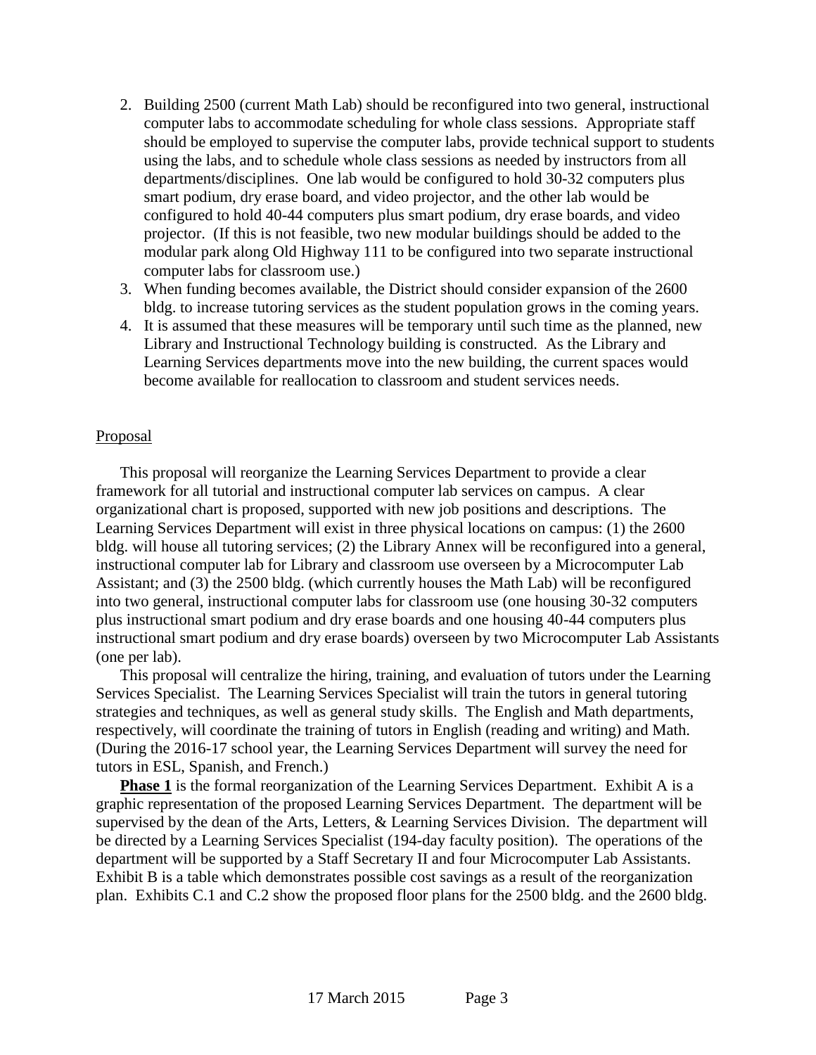2. Building 2500 (current Math Lab) should be reconfigured into two general, instructional computer labs to accommodate scheduling for whole class sessions. Appropriate staff should be employed to supervise the computer labs, provide technical support to students using the labs, and to schedule whole class sessions as needed by instructors from all departments/disciplines. One lab would be configured to hold 30-32 computers plus smart podium, dry erase board, and video projector, and the other lab would be configured to hold 40-44 computers plus smart podium, dry erase boards, and video projector. (If this is not feasible, two new modular buildings should be added to the modular park along Old Highway 111 to be configured into two separate instructional computer labs for classroom use.)
3. When funding becomes available, the District should consider expansion of the 2600 bldg. to increase tutoring services as the student population grows in the coming years.
4. It is assumed that these measures will be temporary until such time as the planned, new Library and Instructional Technology building is constructed. As the Library and Learning Services departments move into the new building, the current spaces would become available for reallocation to classroom and student services needs.

<u>Proposal</u>

This proposal will reorganize the Learning Services Department to provide a clear framework for all tutorial and instructional computer lab services on campus. A clear organizational chart is proposed, supported with new job positions and descriptions. The Learning Services Department will exist in three physical locations on campus: (1) the 2600 bldg. will house all tutoring services; (2) the Library Annex will be reconfigured into a general, instructional computer lab for Library and classroom use overseen by a Microcomputer Lab Assistant; and (3) the 2500 bldg. (which currently houses the Math Lab) will be reconfigured into two general, instructional computer labs for classroom use (one housing 30-32 computers plus instructional smart podium and dry erase boards and one housing 40-44 computers plus instructional smart podium and dry erase boards) overseen by two Microcomputer Lab Assistants (one per lab).

This proposal will centralize the hiring, training, and evaluation of tutors under the Learning Services Specialist. The Learning Services Specialist will train the tutors in general tutoring strategies and techniques, as well as general study skills. The English and Math departments, respectively, will coordinate the training of tutors in English (reading and writing) and Math. (During the 2016-17 school year, the Learning Services Department will survey the need for tutors in ESL, Spanish, and French.)

**<u>Phase 1</u>** is the formal reorganization of the Learning Services Department. Exhibit A is a graphic representation of the proposed Learning Services Department. The department will be supervised by the dean of the Arts, Letters, & Learning Services Division. The department will be directed by a Learning Services Specialist (194-day faculty position). The operations of the department will be supported by a Staff Secretary II and four Microcomputer Lab Assistants. Exhibit B is a table which demonstrates possible cost savings as a result of the reorganization plan. Exhibits C.1 and C.2 show the proposed floor plans for the 2500 bldg. and the 2600 bldg.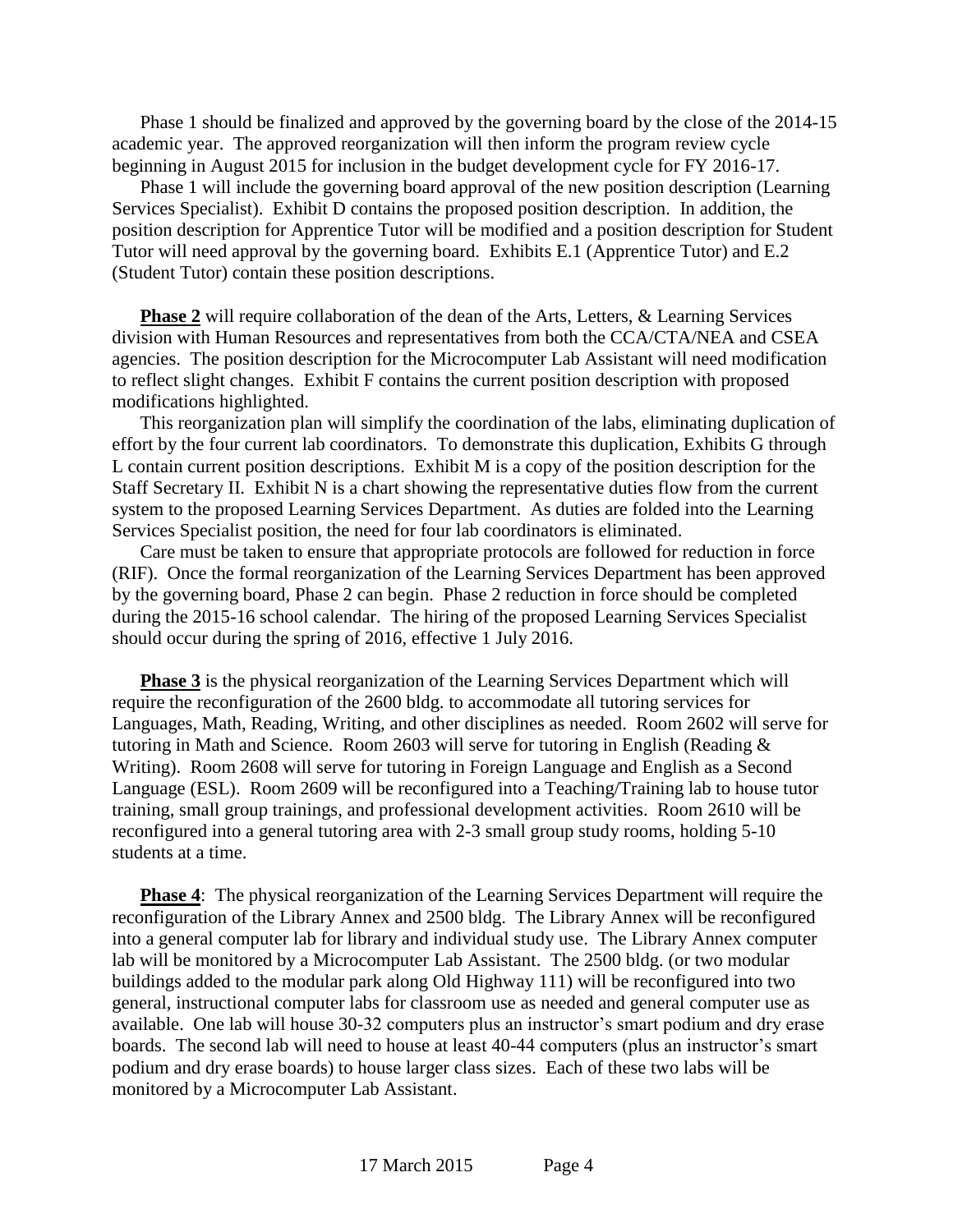Phase 1 should be finalized and approved by the governing board by the close of the 2014-15 academic year. The approved reorganization will then inform the program review cycle beginning in August 2015 for inclusion in the budget development cycle for FY 2016-17.

Phase 1 will include the governing board approval of the new position description (Learning Services Specialist). Exhibit D contains the proposed position description. In addition, the position description for Apprentice Tutor will be modified and a position description for Student Tutor will need approval by the governing board. Exhibits E.1 (Apprentice Tutor) and E.2 (Student Tutor) contain these position descriptions.

**Phase 2** will require collaboration of the dean of the Arts, Letters, & Learning Services division with Human Resources and representatives from both the CCA/CTA/NEA and CSEA agencies. The position description for the Microcomputer Lab Assistant will need modification to reflect slight changes. Exhibit F contains the current position description with proposed modifications highlighted.

This reorganization plan will simplify the coordination of the labs, eliminating duplication of effort by the four current lab coordinators. To demonstrate this duplication, Exhibits G through L contain current position descriptions. Exhibit M is a copy of the position description for the Staff Secretary II. Exhibit N is a chart showing the representative duties flow from the current system to the proposed Learning Services Department. As duties are folded into the Learning Services Specialist position, the need for four lab coordinators is eliminated.

Care must be taken to ensure that appropriate protocols are followed for reduction in force (RIF). Once the formal reorganization of the Learning Services Department has been approved by the governing board, Phase 2 can begin. Phase 2 reduction in force should be completed during the 2015-16 school calendar. The hiring of the proposed Learning Services Specialist should occur during the spring of 2016, effective 1 July 2016.

**Phase 3** is the physical reorganization of the Learning Services Department which will require the reconfiguration of the 2600 bldg. to accommodate all tutoring services for Languages, Math, Reading, Writing, and other disciplines as needed. Room 2602 will serve for tutoring in Math and Science. Room 2603 will serve for tutoring in English (Reading & Writing). Room 2608 will serve for tutoring in Foreign Language and English as a Second Language (ESL). Room 2609 will be reconfigured into a Teaching/Training lab to house tutor training, small group trainings, and professional development activities. Room 2610 will be reconfigured into a general tutoring area with 2-3 small group study rooms, holding 5-10 students at a time.

**Phase 4**: The physical reorganization of the Learning Services Department will require the reconfiguration of the Library Annex and 2500 bldg. The Library Annex will be reconfigured into a general computer lab for library and individual study use. The Library Annex computer lab will be monitored by a Microcomputer Lab Assistant. The 2500 bldg. (or two modular buildings added to the modular park along Old Highway 111) will be reconfigured into two general, instructional computer labs for classroom use as needed and general computer use as available. One lab will house 30-32 computers plus an instructor's smart podium and dry erase boards. The second lab will need to house at least 40-44 computers (plus an instructor's smart podium and dry erase boards) to house larger class sizes. Each of these two labs will be monitored by a Microcomputer Lab Assistant.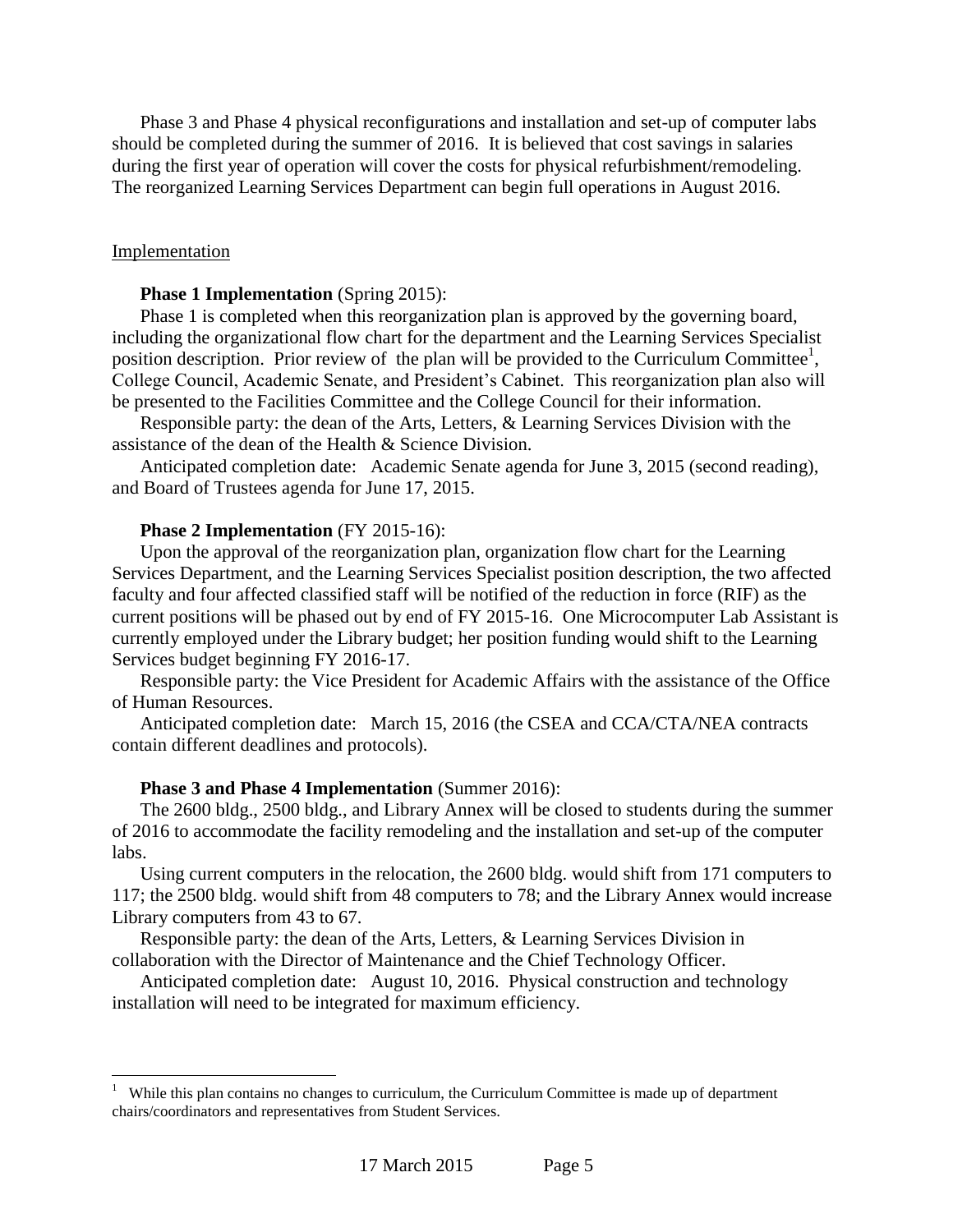Phase 3 and Phase 4 physical reconfigurations and installation and set-up of computer labs should be completed during the summer of 2016. It is believed that cost savings in salaries during the first year of operation will cover the costs for physical refurbishment/remodeling. The reorganized Learning Services Department can begin full operations in August 2016.

Implementation

**Phase 1 Implementation** (Spring 2015):

Phase 1 is completed when this reorganization plan is approved by the governing board, including the organizational flow chart for the department and the Learning Services Specialist position description. Prior review of the plan will be provided to the Curriculum Committee[1], College Council, Academic Senate, and President's Cabinet. This reorganization plan also will be presented to the Facilities Committee and the College Council for their information.

Responsible party: the dean of the Arts, Letters, & Learning Services Division with the assistance of the dean of the Health & Science Division.

Anticipated completion date: Academic Senate agenda for June 3, 2015 (second reading), and Board of Trustees agenda for June 17, 2015.

**Phase 2 Implementation** (FY 2015-16):

Upon the approval of the reorganization plan, organization flow chart for the Learning Services Department, and the Learning Services Specialist position description, the two affected faculty and four affected classified staff will be notified of the reduction in force (RIF) as the current positions will be phased out by end of FY 2015-16. One Microcomputer Lab Assistant is currently employed under the Library budget; her position funding would shift to the Learning Services budget beginning FY 2016-17.

Responsible party: the Vice President for Academic Affairs with the assistance of the Office of Human Resources.

Anticipated completion date: March 15, 2016 (the CSEA and CCA/CTA/NEA contracts contain different deadlines and protocols).

**Phase 3 and Phase 4 Implementation** (Summer 2016):

The 2600 bldg., 2500 bldg., and Library Annex will be closed to students during the summer of 2016 to accommodate the facility remodeling and the installation and set-up of the computer labs.

Using current computers in the relocation, the 2600 bldg. would shift from 171 computers to 117; the 2500 bldg. would shift from 48 computers to 78; and the Library Annex would increase Library computers from 43 to 67.

Responsible party: the dean of the Arts, Letters, & Learning Services Division in collaboration with the Director of Maintenance and the Chief Technology Officer.

Anticipated completion date: August 10, 2016. Physical construction and technology installation will need to be integrated for maximum efficiency.

[1] While this plan contains no changes to curriculum, the Curriculum Committee is made up of department chairs/coordinators and representatives from Student Services.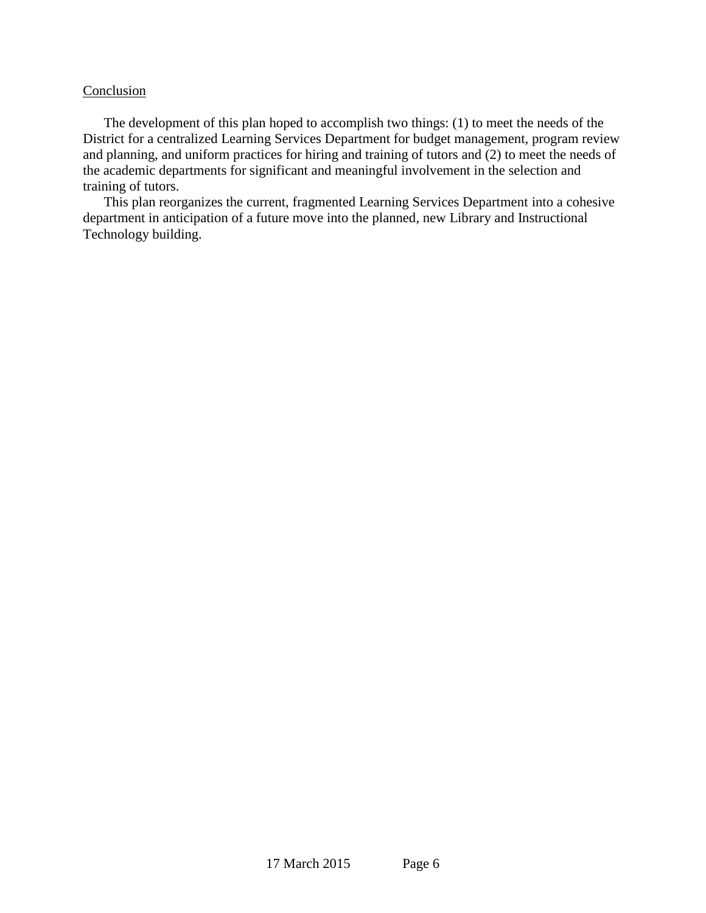<u>Conclusion</u>

The development of this plan hoped to accomplish two things: (1) to meet the needs of the District for a centralized Learning Services Department for budget management, program review and planning, and uniform practices for hiring and training of tutors and (2) to meet the needs of the academic departments for significant and meaningful involvement in the selection and training of tutors.

This plan reorganizes the current, fragmented Learning Services Department into a cohesive department in anticipation of a future move into the planned, new Library and Instructional Technology building.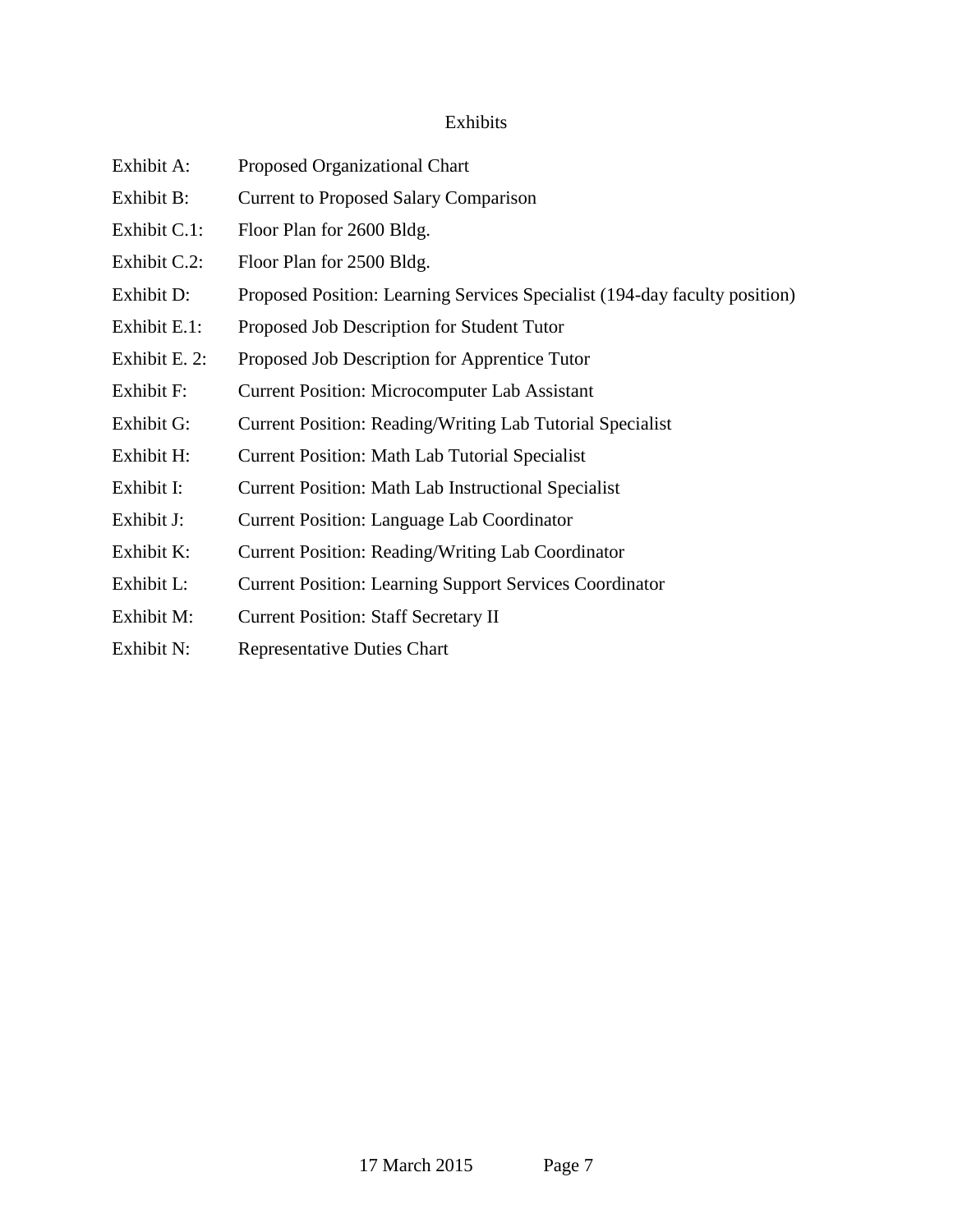# Exhibits

| | |
|---|---|
| Exhibit A: | Proposed Organizational Chart |
| Exhibit B: | Current to Proposed Salary Comparison |
| Exhibit C.1: | Floor Plan for 2600 Bldg. |
| Exhibit C.2: | Floor Plan for 2500 Bldg. |
| Exhibit D: | Proposed Position: Learning Services Specialist (194-day faculty position) |
| Exhibit E.1: | Proposed Job Description for Student Tutor |
| Exhibit E. 2: | Proposed Job Description for Apprentice Tutor |
| Exhibit F: | Current Position: Microcomputer Lab Assistant |
| Exhibit G: | Current Position: Reading/Writing Lab Tutorial Specialist |
| Exhibit H: | Current Position: Math Lab Tutorial Specialist |
| Exhibit I: | Current Position: Math Lab Instructional Specialist |
| Exhibit J: | Current Position: Language Lab Coordinator |
| Exhibit K: | Current Position: Reading/Writing Lab Coordinator |
| Exhibit L: | Current Position: Learning Support Services Coordinator |
| Exhibit M: | Current Position: Staff Secretary II |
| Exhibit N: | Representative Duties Chart |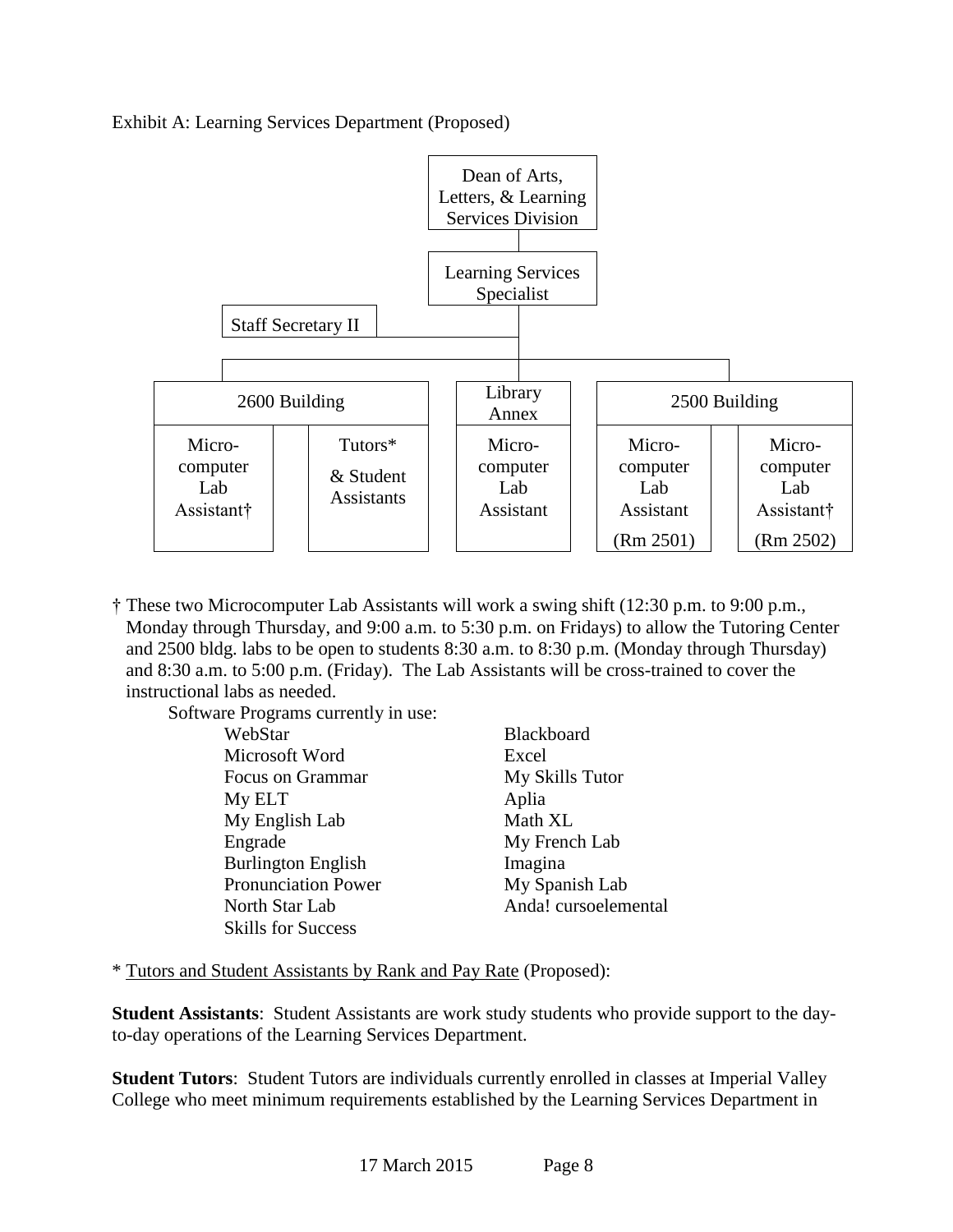Exhibit A: Learning Services Department (Proposed)

- Dean of Arts, Letters, & Learning Services Division
  - Learning Services Specialist
    - Staff Secretary II
    - 2600 Building
      - Microcomputer Lab Assistant†
      - Tutors* & Student Assistants
    - Library Annex
      - Microcomputer Lab Assistant
    - 2500 Building
      - Microcomputer Lab Assistant (Rm 2501)
      - Microcomputer Lab Assistant† (Rm 2502)

† These two Microcomputer Lab Assistants will work a swing shift (12:30 p.m. to 9:00 p.m., Monday through Thursday, and 9:00 a.m. to 5:30 p.m. on Fridays) to allow the Tutoring Center and 2500 bldg. labs to be open to students 8:30 a.m. to 8:30 p.m. (Monday through Thursday) and 8:30 a.m. to 5:00 p.m. (Friday). The Lab Assistants will be cross-trained to cover the instructional labs as needed.

Software Programs currently in use:

| | |
|---|---|
| WebStar | Blackboard |
| Microsoft Word | Excel |
| Focus on Grammar | My Skills Tutor |
| My ELT | Aplia |
| My English Lab | Math XL |
| Engrade | My French Lab |
| Burlington English | Imagina |
| Pronunciation Power | My Spanish Lab |
| North Star Lab | Anda! cursoelemental |
| Skills for Success | |

\* Tutors and Student Assistants by Rank and Pay Rate (Proposed):

**Student Assistants**: Student Assistants are work study students who provide support to the day-to-day operations of the Learning Services Department.

**Student Tutors**: Student Tutors are individuals currently enrolled in classes at Imperial Valley College who meet minimum requirements established by the Learning Services Department in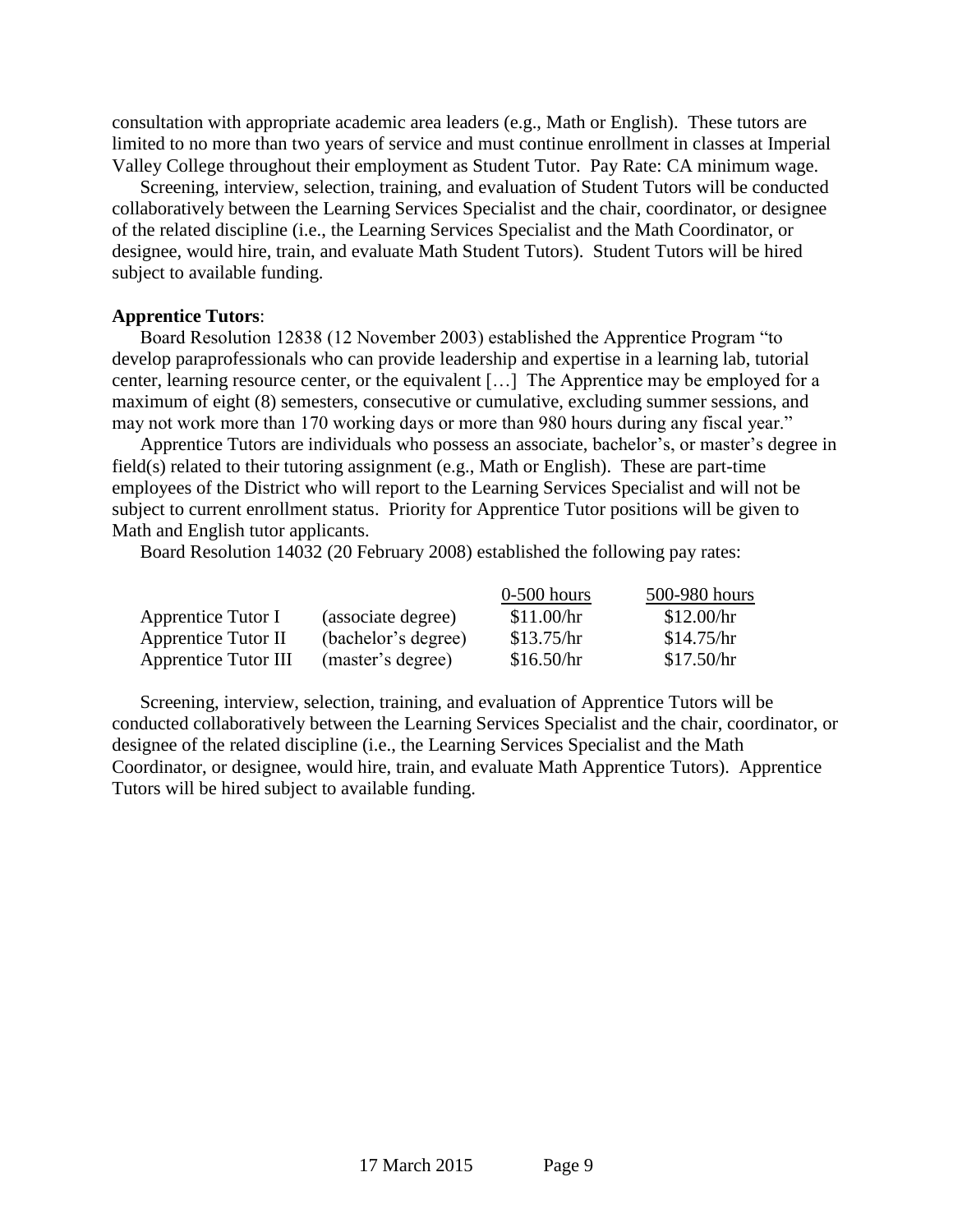consultation with appropriate academic area leaders (e.g., Math or English). These tutors are limited to no more than two years of service and must continue enrollment in classes at Imperial Valley College throughout their employment as Student Tutor. Pay Rate: CA minimum wage.

Screening, interview, selection, training, and evaluation of Student Tutors will be conducted collaboratively between the Learning Services Specialist and the chair, coordinator, or designee of the related discipline (i.e., the Learning Services Specialist and the Math Coordinator, or designee, would hire, train, and evaluate Math Student Tutors). Student Tutors will be hired subject to available funding.

**Apprentice Tutors**:

Board Resolution 12838 (12 November 2003) established the Apprentice Program "to develop paraprofessionals who can provide leadership and expertise in a learning lab, tutorial center, learning resource center, or the equivalent […] The Apprentice may be employed for a maximum of eight (8) semesters, consecutive or cumulative, excluding summer sessions, and may not work more than 170 working days or more than 980 hours during any fiscal year."

Apprentice Tutors are individuals who possess an associate, bachelor's, or master's degree in field(s) related to their tutoring assignment (e.g., Math or English). These are part-time employees of the District who will report to the Learning Services Specialist and will not be subject to current enrollment status. Priority for Apprentice Tutor positions will be given to Math and English tutor applicants.

Board Resolution 14032 (20 February 2008) established the following pay rates:

| | | 0-500 hours | 500-980 hours |
|---|---|---|---|
| Apprentice Tutor I | (associate degree) | $11.00/hr | $12.00/hr |
| Apprentice Tutor II | (bachelor's degree) | $13.75/hr | $14.75/hr |
| Apprentice Tutor III | (master's degree) | $16.50/hr | $17.50/hr |

Screening, interview, selection, training, and evaluation of Apprentice Tutors will be conducted collaboratively between the Learning Services Specialist and the chair, coordinator, or designee of the related discipline (i.e., the Learning Services Specialist and the Math Coordinator, or designee, would hire, train, and evaluate Math Apprentice Tutors). Apprentice Tutors will be hired subject to available funding.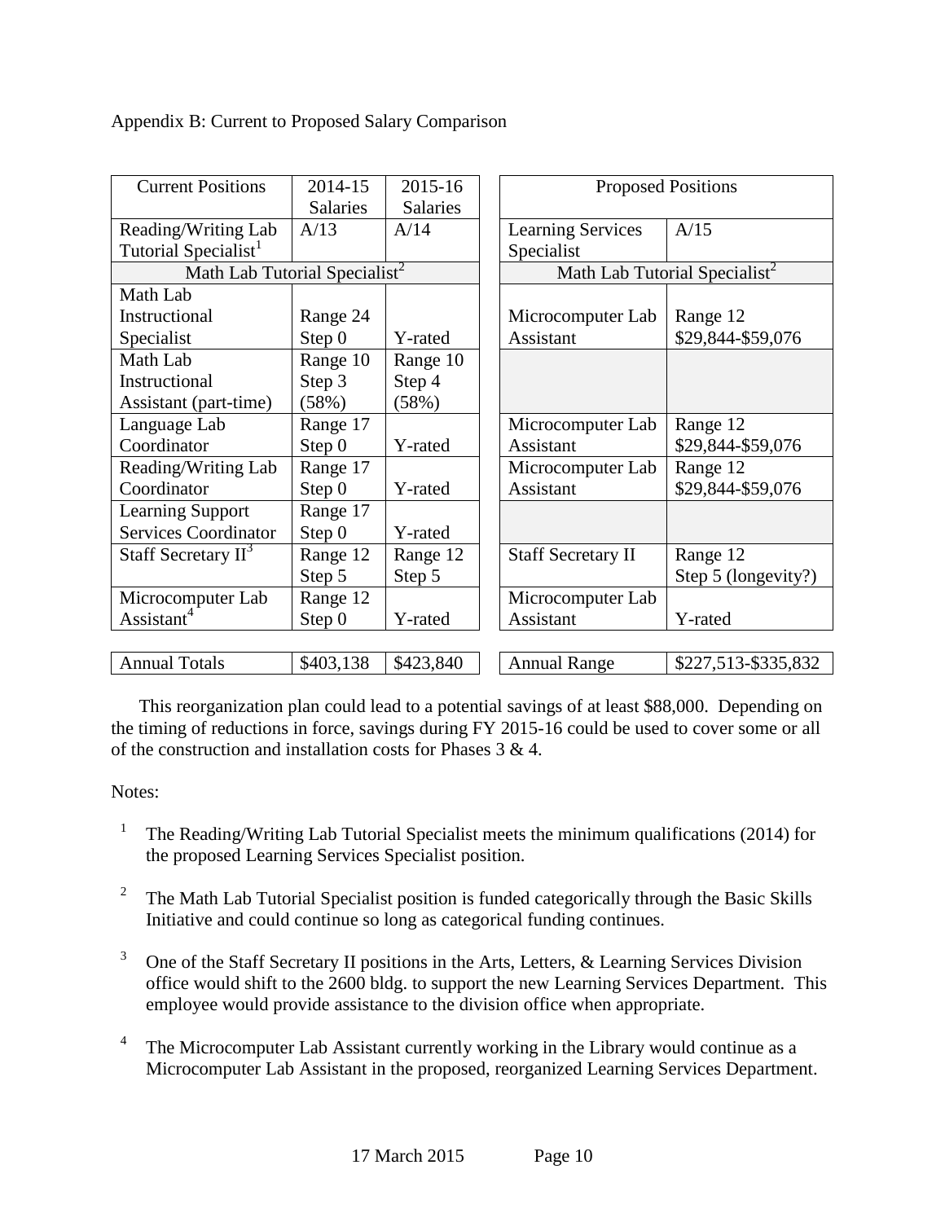Appendix B: Current to Proposed Salary Comparison

| Current Positions | 2014-15 Salaries | 2015-16 Salaries | Proposed Positions | |
|---|---|---|---|---|
| Reading/Writing Lab Tutorial Specialist[1] | A/13 | A/14 | Learning Services Specialist | A/15 |
| Math Lab Tutorial Specialist[2] | | | Math Lab Tutorial Specialist[2] | |
| Math Lab Instructional Specialist | Range 24 Step 0 | Y-rated | Microcomputer Lab Assistant | Range 12 $29,844-$59,076 |
| Math Lab Instructional Assistant (part-time) | Range 10 Step 3 (58%) | Range 10 Step 4 (58%) | | |
| Language Lab Coordinator | Range 17 Step 0 | Y-rated | Microcomputer Lab Assistant | Range 12 $29,844-$59,076 |
| Reading/Writing Lab Coordinator | Range 17 Step 0 | Y-rated | Microcomputer Lab Assistant | Range 12 $29,844-$59,076 |
| Learning Support Services Coordinator | Range 17 Step 0 | Y-rated | | |
| Staff Secretary II[3] | Range 12 Step 5 | Range 12 Step 5 | Staff Secretary II | Range 12 Step 5 (longevity?) |
| Microcomputer Lab Assistant[4] | Range 12 Step 0 | Y-rated | Microcomputer Lab Assistant | Y-rated |
| Annual Totals | $403,138 | $423,840 | Annual Range | $227,513-$335,832 |

This reorganization plan could lead to a potential savings of at least $88,000. Depending on the timing of reductions in force, savings during FY 2015-16 could be used to cover some or all of the construction and installation costs for Phases 3 & 4.

Notes:

[1] The Reading/Writing Lab Tutorial Specialist meets the minimum qualifications (2014) for the proposed Learning Services Specialist position.

[2] The Math Lab Tutorial Specialist position is funded categorically through the Basic Skills Initiative and could continue so long as categorical funding continues.

[3] One of the Staff Secretary II positions in the Arts, Letters, & Learning Services Division office would shift to the 2600 bldg. to support the new Learning Services Department. This employee would provide assistance to the division office when appropriate.

[4] The Microcomputer Lab Assistant currently working in the Library would continue as a Microcomputer Lab Assistant in the proposed, reorganized Learning Services Department.

17 March 2015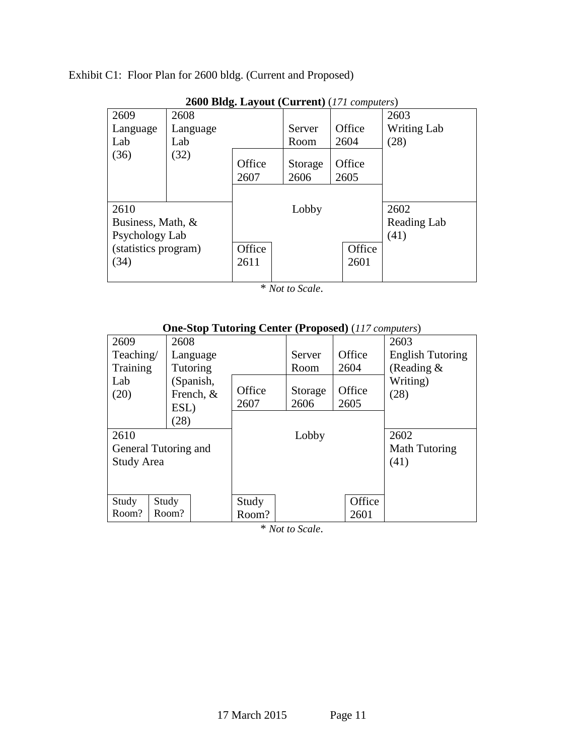Exhibit C1: Floor Plan for 2600 bldg. (Current and Proposed)

**2600 Bldg. Layout (Current)** (*171 computers*)

| | | | | | |
|---|---|---|---|---|---|
| 2609 Language Lab (36) | 2608 Language Lab (32) | | Server Room | Office 2604 | 2603 Writing Lab (28) |
| | | Office 2607 | Storage 2606 | Office 2605 | |
| 2610 Business, Math, & Psychology Lab (statistics program) (34) | | Lobby | | | 2602 Reading Lab (41) |
| | | Office 2611 | | Office 2601 | |

\* *Not to Scale*.

**One-Stop Tutoring Center (Proposed)** (*117 computers*)

| | | | | | |
|---|---|---|---|---|---|
| 2609 Teaching/ Training Lab (20) | 2608 Language Tutoring (Spanish, French, & ESL) (28) | | Server Room | Office 2604 | 2603 English Tutoring (Reading & Writing) (28) |
| | | Office 2607 | Storage 2606 | Office 2605 | |
| 2610 General Tutoring and Study Area | | Lobby | | | 2602 Math Tutoring (41) |
| Study Room? | Study Room? | Study Room? | | Office 2601 | |

\* *Not to Scale*.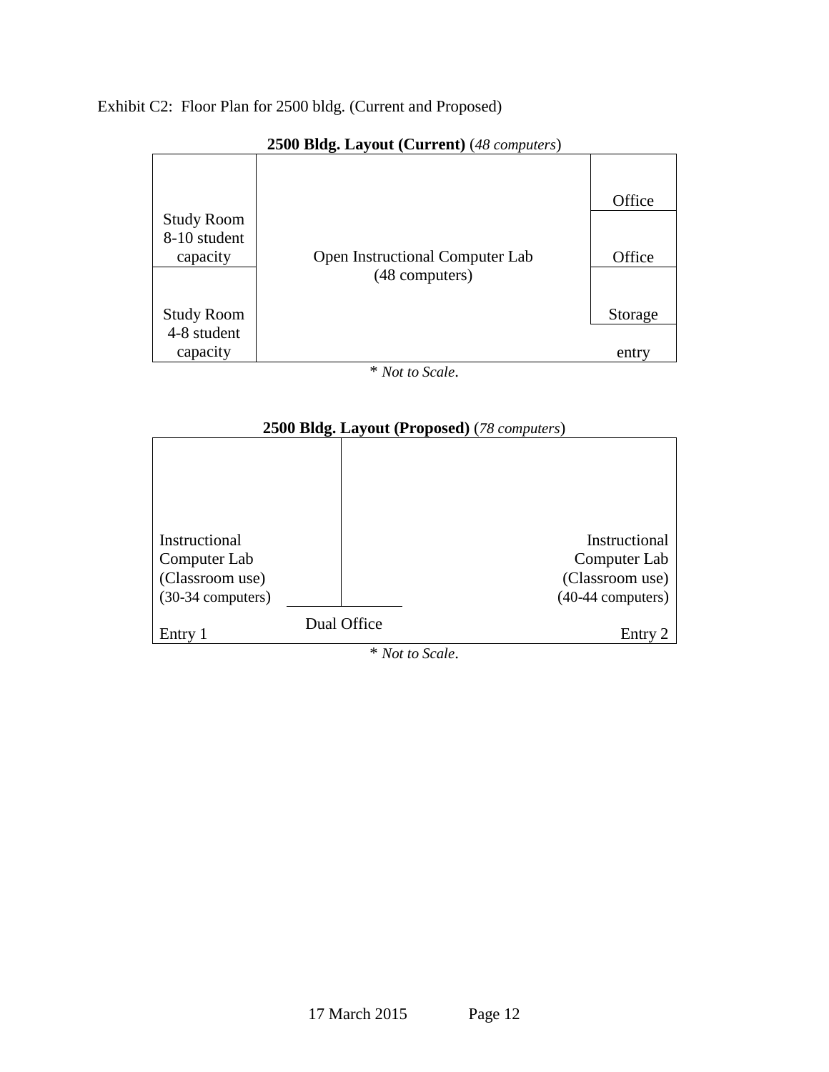Exhibit C2: Floor Plan for 2500 bldg. (Current and Proposed)

**2500 Bldg. Layout (Current)** (*48 computers*)

| | | |
|---|---|---|
| Study Room 8-10 student capacity | Open Instructional Computer Lab (48 computers) | Office |
| | | Office |
| Study Room 4-8 student capacity | | Storage |
| | | entry |

\* *Not to Scale*.

**2500 Bldg. Layout (Proposed)** (*78 computers*)

| | | |
|---|---|---|
| Instructional Computer Lab (Classroom use) (30-34 computers) | | Instructional Computer Lab (Classroom use) (40-44 computers) |
| Entry 1 | Dual Office | Entry 2 |

\* *Not to Scale*.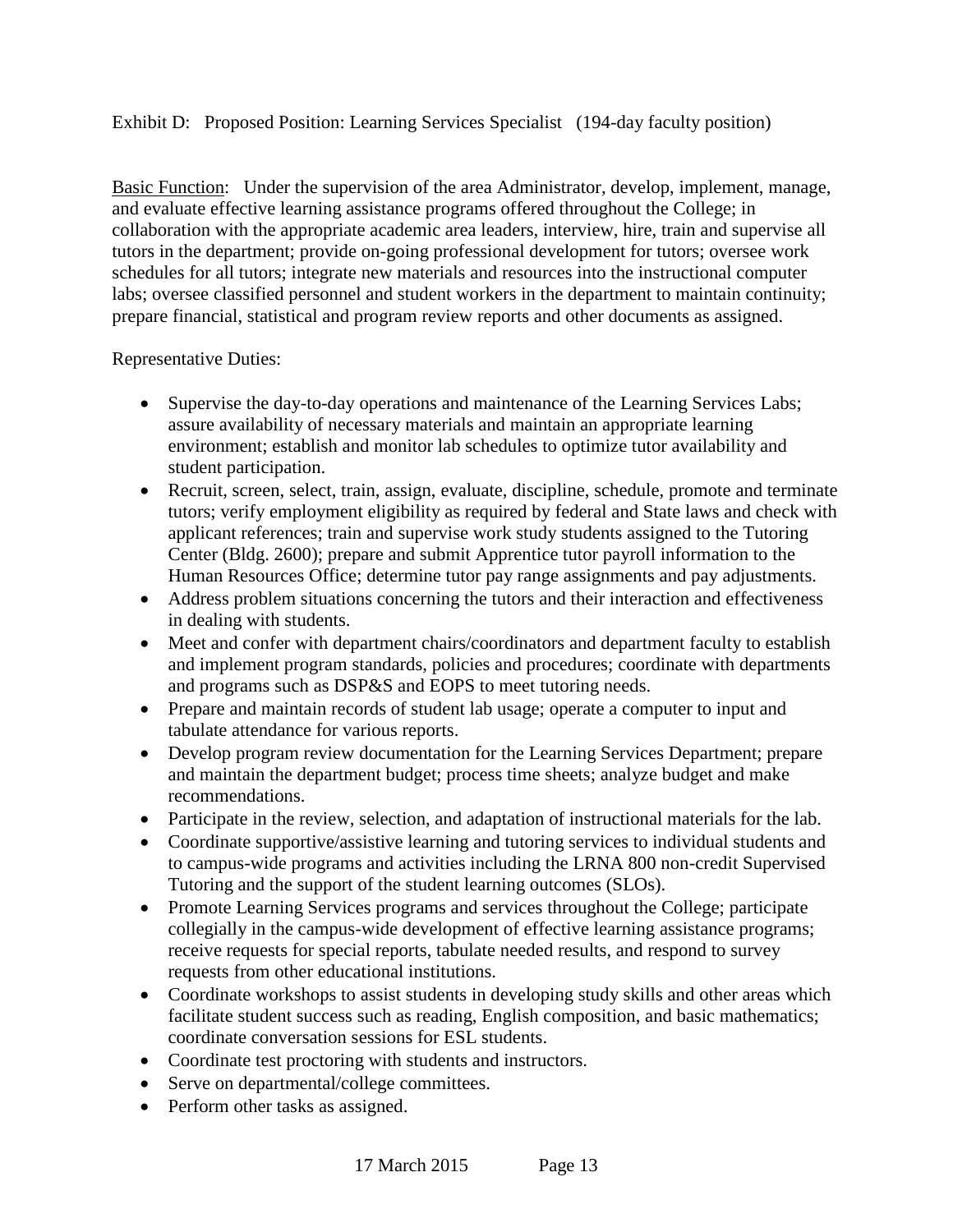Exhibit D: Proposed Position: Learning Services Specialist (194-day faculty position)

Basic Function: Under the supervision of the area Administrator, develop, implement, manage, and evaluate effective learning assistance programs offered throughout the College; in collaboration with the appropriate academic area leaders, interview, hire, train and supervise all tutors in the department; provide on-going professional development for tutors; oversee work schedules for all tutors; integrate new materials and resources into the instructional computer labs; oversee classified personnel and student workers in the department to maintain continuity; prepare financial, statistical and program review reports and other documents as assigned.

Representative Duties:

- Supervise the day-to-day operations and maintenance of the Learning Services Labs; assure availability of necessary materials and maintain an appropriate learning environment; establish and monitor lab schedules to optimize tutor availability and student participation.
- Recruit, screen, select, train, assign, evaluate, discipline, schedule, promote and terminate tutors; verify employment eligibility as required by federal and State laws and check with applicant references; train and supervise work study students assigned to the Tutoring Center (Bldg. 2600); prepare and submit Apprentice tutor payroll information to the Human Resources Office; determine tutor pay range assignments and pay adjustments.
- Address problem situations concerning the tutors and their interaction and effectiveness in dealing with students.
- Meet and confer with department chairs/coordinators and department faculty to establish and implement program standards, policies and procedures; coordinate with departments and programs such as DSP&S and EOPS to meet tutoring needs.
- Prepare and maintain records of student lab usage; operate a computer to input and tabulate attendance for various reports.
- Develop program review documentation for the Learning Services Department; prepare and maintain the department budget; process time sheets; analyze budget and make recommendations.
- Participate in the review, selection, and adaptation of instructional materials for the lab.
- Coordinate supportive/assistive learning and tutoring services to individual students and to campus-wide programs and activities including the LRNA 800 non-credit Supervised Tutoring and the support of the student learning outcomes (SLOs).
- Promote Learning Services programs and services throughout the College; participate collegially in the campus-wide development of effective learning assistance programs; receive requests for special reports, tabulate needed results, and respond to survey requests from other educational institutions.
- Coordinate workshops to assist students in developing study skills and other areas which facilitate student success such as reading, English composition, and basic mathematics; coordinate conversation sessions for ESL students.
- Coordinate test proctoring with students and instructors.
- Serve on departmental/college committees.
- Perform other tasks as assigned.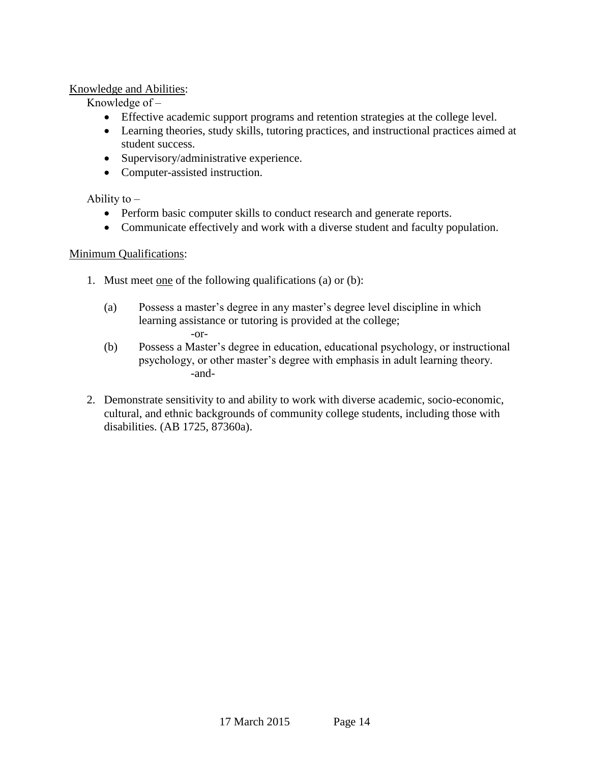Knowledge and Abilities:

Knowledge of –

- Effective academic support programs and retention strategies at the college level.
- Learning theories, study skills, tutoring practices, and instructional practices aimed at student success.
- Supervisory/administrative experience.
- Computer-assisted instruction.

Ability to –

- Perform basic computer skills to conduct research and generate reports.
- Communicate effectively and work with a diverse student and faculty population.

Minimum Qualifications:

1. Must meet one of the following qualifications (a) or (b):

   (a) Possess a master's degree in any master's degree level discipline in which learning assistance or tutoring is provided at the college;

   -or-

   (b) Possess a Master's degree in education, educational psychology, or instructional psychology, or other master's degree with emphasis in adult learning theory.

   -and-

2. Demonstrate sensitivity to and ability to work with diverse academic, socio-economic, cultural, and ethnic backgrounds of community college students, including those with disabilities. (AB 1725, 87360a).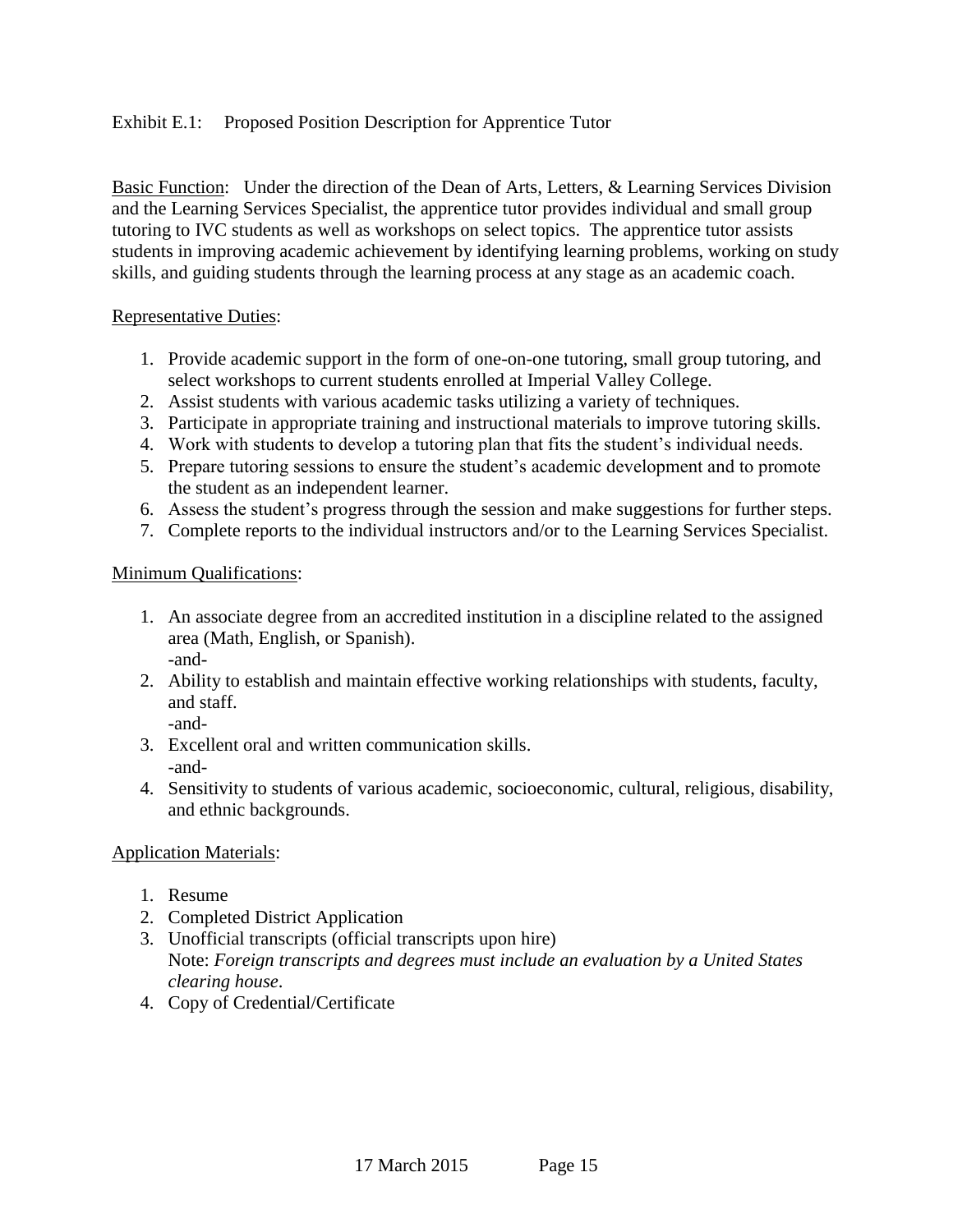Exhibit E.1: Proposed Position Description for Apprentice Tutor

Basic Function: Under the direction of the Dean of Arts, Letters, & Learning Services Division and the Learning Services Specialist, the apprentice tutor provides individual and small group tutoring to IVC students as well as workshops on select topics. The apprentice tutor assists students in improving academic achievement by identifying learning problems, working on study skills, and guiding students through the learning process at any stage as an academic coach.

Representative Duties:

1. Provide academic support in the form of one-on-one tutoring, small group tutoring, and select workshops to current students enrolled at Imperial Valley College.
2. Assist students with various academic tasks utilizing a variety of techniques.
3. Participate in appropriate training and instructional materials to improve tutoring skills.
4. Work with students to develop a tutoring plan that fits the student's individual needs.
5. Prepare tutoring sessions to ensure the student's academic development and to promote the student as an independent learner.
6. Assess the student's progress through the session and make suggestions for further steps.
7. Complete reports to the individual instructors and/or to the Learning Services Specialist.

Minimum Qualifications:

1. An associate degree from an accredited institution in a discipline related to the assigned area (Math, English, or Spanish).
   -and-
2. Ability to establish and maintain effective working relationships with students, faculty, and staff.
   -and-
3. Excellent oral and written communication skills.
   -and-
4. Sensitivity to students of various academic, socioeconomic, cultural, religious, disability, and ethnic backgrounds.

Application Materials:

1. Resume
2. Completed District Application
3. Unofficial transcripts (official transcripts upon hire)
   Note: *Foreign transcripts and degrees must include an evaluation by a United States clearing house*.
4. Copy of Credential/Certificate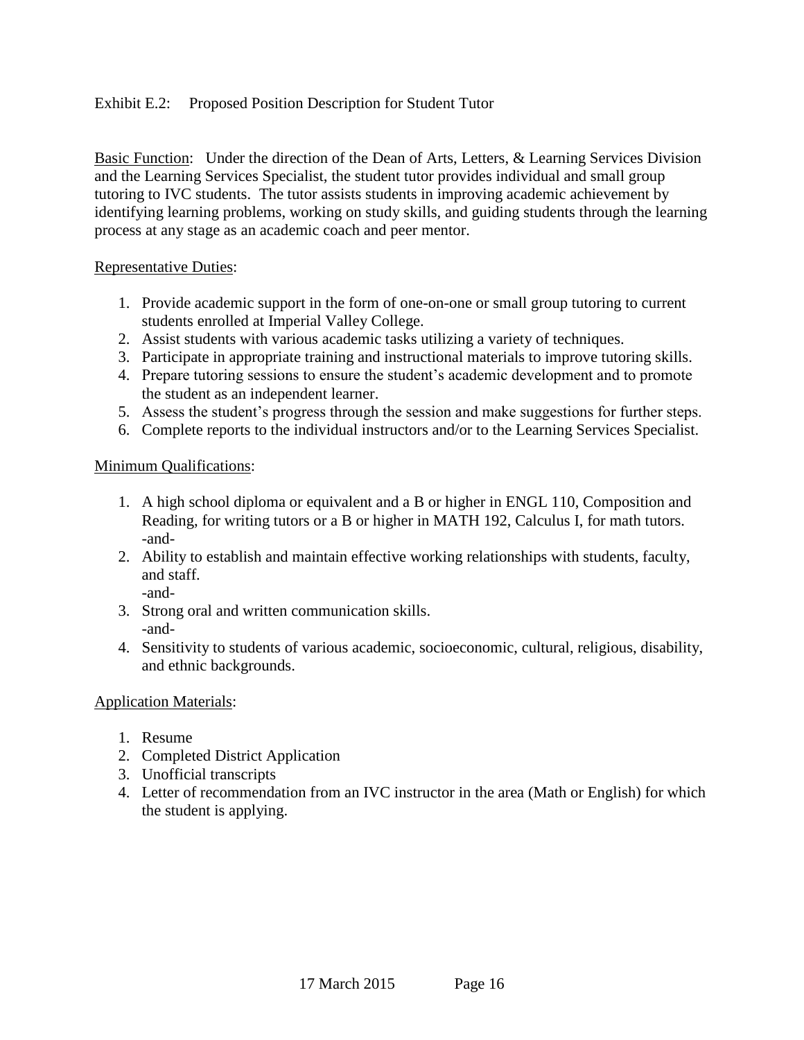Exhibit E.2: Proposed Position Description for Student Tutor

Basic Function: Under the direction of the Dean of Arts, Letters, & Learning Services Division and the Learning Services Specialist, the student tutor provides individual and small group tutoring to IVC students. The tutor assists students in improving academic achievement by identifying learning problems, working on study skills, and guiding students through the learning process at any stage as an academic coach and peer mentor.

Representative Duties:

1. Provide academic support in the form of one-on-one or small group tutoring to current students enrolled at Imperial Valley College.
2. Assist students with various academic tasks utilizing a variety of techniques.
3. Participate in appropriate training and instructional materials to improve tutoring skills.
4. Prepare tutoring sessions to ensure the student's academic development and to promote the student as an independent learner.
5. Assess the student's progress through the session and make suggestions for further steps.
6. Complete reports to the individual instructors and/or to the Learning Services Specialist.

Minimum Qualifications:

1. A high school diploma or equivalent and a B or higher in ENGL 110, Composition and Reading, for writing tutors or a B or higher in MATH 192, Calculus I, for math tutors.
   -and-
2. Ability to establish and maintain effective working relationships with students, faculty, and staff.
   -and-
3. Strong oral and written communication skills.
   -and-
4. Sensitivity to students of various academic, socioeconomic, cultural, religious, disability, and ethnic backgrounds.

Application Materials:

1. Resume
2. Completed District Application
3. Unofficial transcripts
4. Letter of recommendation from an IVC instructor in the area (Math or English) for which the student is applying.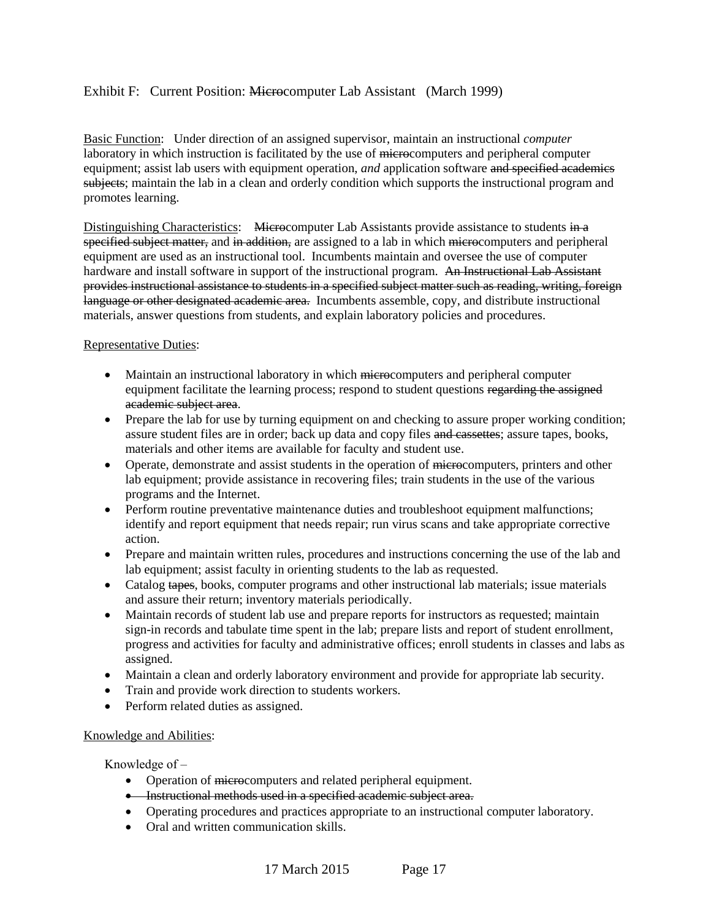Exhibit F: Current Position: ~~Micro~~computer Lab Assistant (March 1999)

<u>Basic Function</u>: Under direction of an assigned supervisor, maintain an instructional *computer* laboratory in which instruction is facilitated by the use of ~~micro~~computers and peripheral computer equipment; assist lab users with equipment operation, *and* application software ~~and specified academics subjects~~; maintain the lab in a clean and orderly condition which supports the instructional program and promotes learning.

<u>Distinguishing Characteristics</u>: ~~Micro~~computer Lab Assistants provide assistance to students ~~in a specified subject matter,~~ and ~~in addition,~~ are assigned to a lab in which ~~micro~~computers and peripheral equipment are used as an instructional tool. Incumbents maintain and oversee the use of computer hardware and install software in support of the instructional program. ~~An Instructional Lab Assistant provides instructional assistance to students in a specified subject matter such as reading, writing, foreign language or other designated academic area.~~ Incumbents assemble, copy, and distribute instructional materials, answer questions from students, and explain laboratory policies and procedures.

<u>Representative Duties</u>:

- Maintain an instructional laboratory in which ~~micro~~computers and peripheral computer equipment facilitate the learning process; respond to student questions ~~regarding the assigned academic subject area~~.
- Prepare the lab for use by turning equipment on and checking to assure proper working condition; assure student files are in order; back up data and copy files ~~and cassettes~~; assure tapes, books, materials and other items are available for faculty and student use.
- Operate, demonstrate and assist students in the operation of ~~micro~~computers, printers and other lab equipment; provide assistance in recovering files; train students in the use of the various programs and the Internet.
- Perform routine preventative maintenance duties and troubleshoot equipment malfunctions; identify and report equipment that needs repair; run virus scans and take appropriate corrective action.
- Prepare and maintain written rules, procedures and instructions concerning the use of the lab and lab equipment; assist faculty in orienting students to the lab as requested.
- Catalog ~~tapes~~, books, computer programs and other instructional lab materials; issue materials and assure their return; inventory materials periodically.
- Maintain records of student lab use and prepare reports for instructors as requested; maintain sign-in records and tabulate time spent in the lab; prepare lists and report of student enrollment, progress and activities for faculty and administrative offices; enroll students in classes and labs as assigned.
- Maintain a clean and orderly laboratory environment and provide for appropriate lab security.
- Train and provide work direction to students workers.
- Perform related duties as assigned.

<u>Knowledge and Abilities</u>:

Knowledge of –

- Operation of ~~micro~~computers and related peripheral equipment.
- ~~Instructional methods used in a specified academic subject area.~~
- Operating procedures and practices appropriate to an instructional computer laboratory.
- Oral and written communication skills.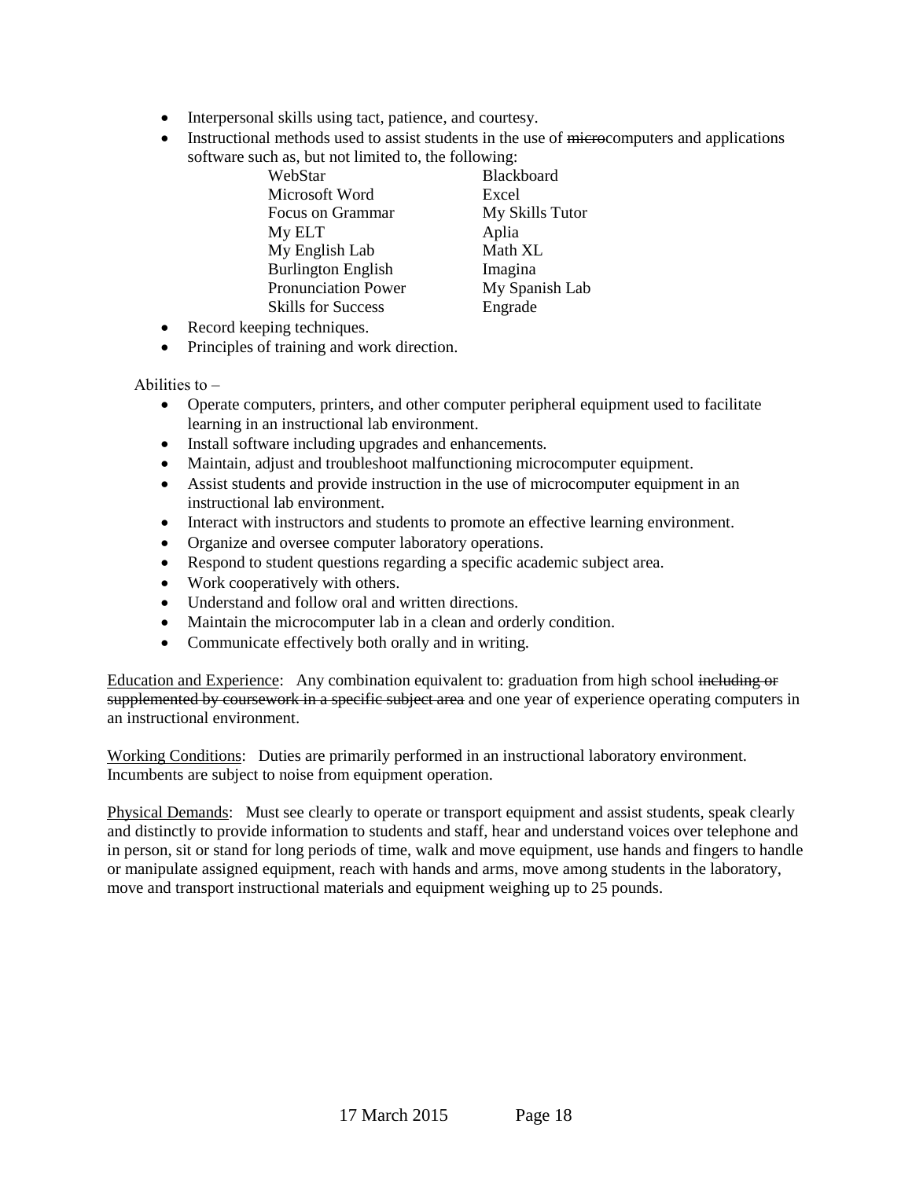- Interpersonal skills using tact, patience, and courtesy.
- Instructional methods used to assist students in the use of ~~micro~~computers and applications software such as, but not limited to, the following:

| | |
|---|---|
| WebStar | Blackboard |
| Microsoft Word | Excel |
| Focus on Grammar | My Skills Tutor |
| My ELT | Aplia |
| My English Lab | Math XL |
| Burlington English | Imagina |
| Pronunciation Power | My Spanish Lab |
| Skills for Success | Engrade |

- Record keeping techniques.
- Principles of training and work direction.

Abilities to –

- Operate computers, printers, and other computer peripheral equipment used to facilitate learning in an instructional lab environment.
- Install software including upgrades and enhancements.
- Maintain, adjust and troubleshoot malfunctioning microcomputer equipment.
- Assist students and provide instruction in the use of microcomputer equipment in an instructional lab environment.
- Interact with instructors and students to promote an effective learning environment.
- Organize and oversee computer laboratory operations.
- Respond to student questions regarding a specific academic subject area.
- Work cooperatively with others.
- Understand and follow oral and written directions.
- Maintain the microcomputer lab in a clean and orderly condition.
- Communicate effectively both orally and in writing.

<u>Education and Experience</u>: Any combination equivalent to: graduation from high school ~~including or supplemented by coursework in a specific subject area~~ and one year of experience operating computers in an instructional environment.

<u>Working Conditions</u>: Duties are primarily performed in an instructional laboratory environment. Incumbents are subject to noise from equipment operation.

<u>Physical Demands</u>: Must see clearly to operate or transport equipment and assist students, speak clearly and distinctly to provide information to students and staff, hear and understand voices over telephone and in person, sit or stand for long periods of time, walk and move equipment, use hands and fingers to handle or manipulate assigned equipment, reach with hands and arms, move among students in the laboratory, move and transport instructional materials and equipment weighing up to 25 pounds.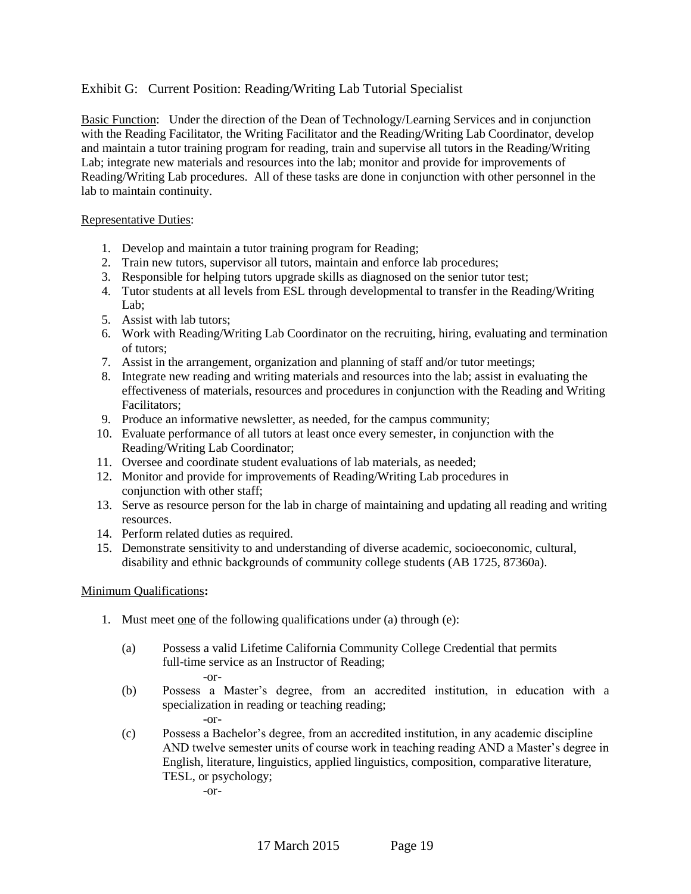Exhibit G: Current Position: Reading/Writing Lab Tutorial Specialist

Basic Function: Under the direction of the Dean of Technology/Learning Services and in conjunction with the Reading Facilitator, the Writing Facilitator and the Reading/Writing Lab Coordinator, develop and maintain a tutor training program for reading, train and supervise all tutors in the Reading/Writing Lab; integrate new materials and resources into the lab; monitor and provide for improvements of Reading/Writing Lab procedures. All of these tasks are done in conjunction with other personnel in the lab to maintain continuity.

Representative Duties:

1. Develop and maintain a tutor training program for Reading;
2. Train new tutors, supervisor all tutors, maintain and enforce lab procedures;
3. Responsible for helping tutors upgrade skills as diagnosed on the senior tutor test;
4. Tutor students at all levels from ESL through developmental to transfer in the Reading/Writing Lab;
5. Assist with lab tutors;
6. Work with Reading/Writing Lab Coordinator on the recruiting, hiring, evaluating and termination of tutors;
7. Assist in the arrangement, organization and planning of staff and/or tutor meetings;
8. Integrate new reading and writing materials and resources into the lab; assist in evaluating the effectiveness of materials, resources and procedures in conjunction with the Reading and Writing Facilitators;
9. Produce an informative newsletter, as needed, for the campus community;
10. Evaluate performance of all tutors at least once every semester, in conjunction with the Reading/Writing Lab Coordinator;
11. Oversee and coordinate student evaluations of lab materials, as needed;
12. Monitor and provide for improvements of Reading/Writing Lab procedures in conjunction with other staff;
13. Serve as resource person for the lab in charge of maintaining and updating all reading and writing resources.
14. Perform related duties as required.
15. Demonstrate sensitivity to and understanding of diverse academic, socioeconomic, cultural, disability and ethnic backgrounds of community college students (AB 1725, 87360a).

Minimum Qualifications**:**

1. Must meet one of the following qualifications under (a) through (e):

   (a) Possess a valid Lifetime California Community College Credential that permits full-time service as an Instructor of Reading;

   -or-

   (b) Possess a Master's degree, from an accredited institution, in education with a specialization in reading or teaching reading;

   -or-

   (c) Possess a Bachelor's degree, from an accredited institution, in any academic discipline AND twelve semester units of course work in teaching reading AND a Master's degree in English, literature, linguistics, applied linguistics, composition, comparative literature, TESL, or psychology;

   -or-

17 March 2015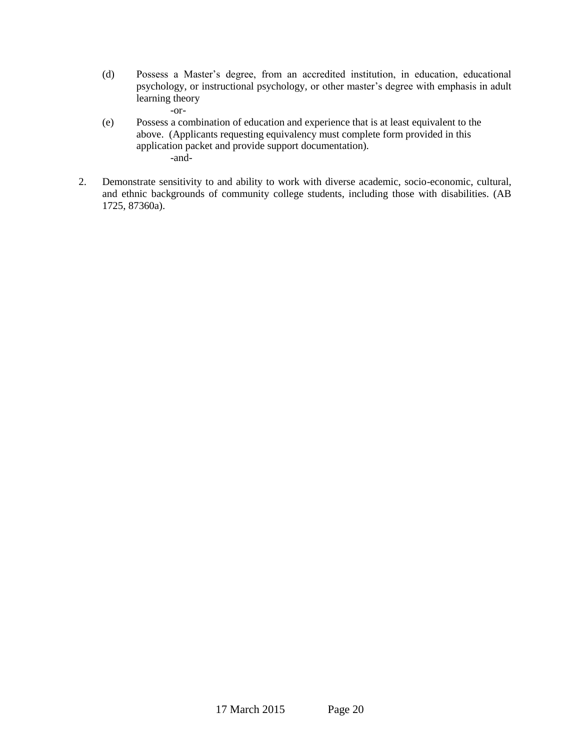(d) Possess a Master's degree, from an accredited institution, in education, educational psychology, or instructional psychology, or other master's degree with emphasis in adult learning theory

-or-

(e) Possess a combination of education and experience that is at least equivalent to the above. (Applicants requesting equivalency must complete form provided in this application packet and provide support documentation).

-and-

2. Demonstrate sensitivity to and ability to work with diverse academic, socio-economic, cultural, and ethnic backgrounds of community college students, including those with disabilities. (AB 1725, 87360a).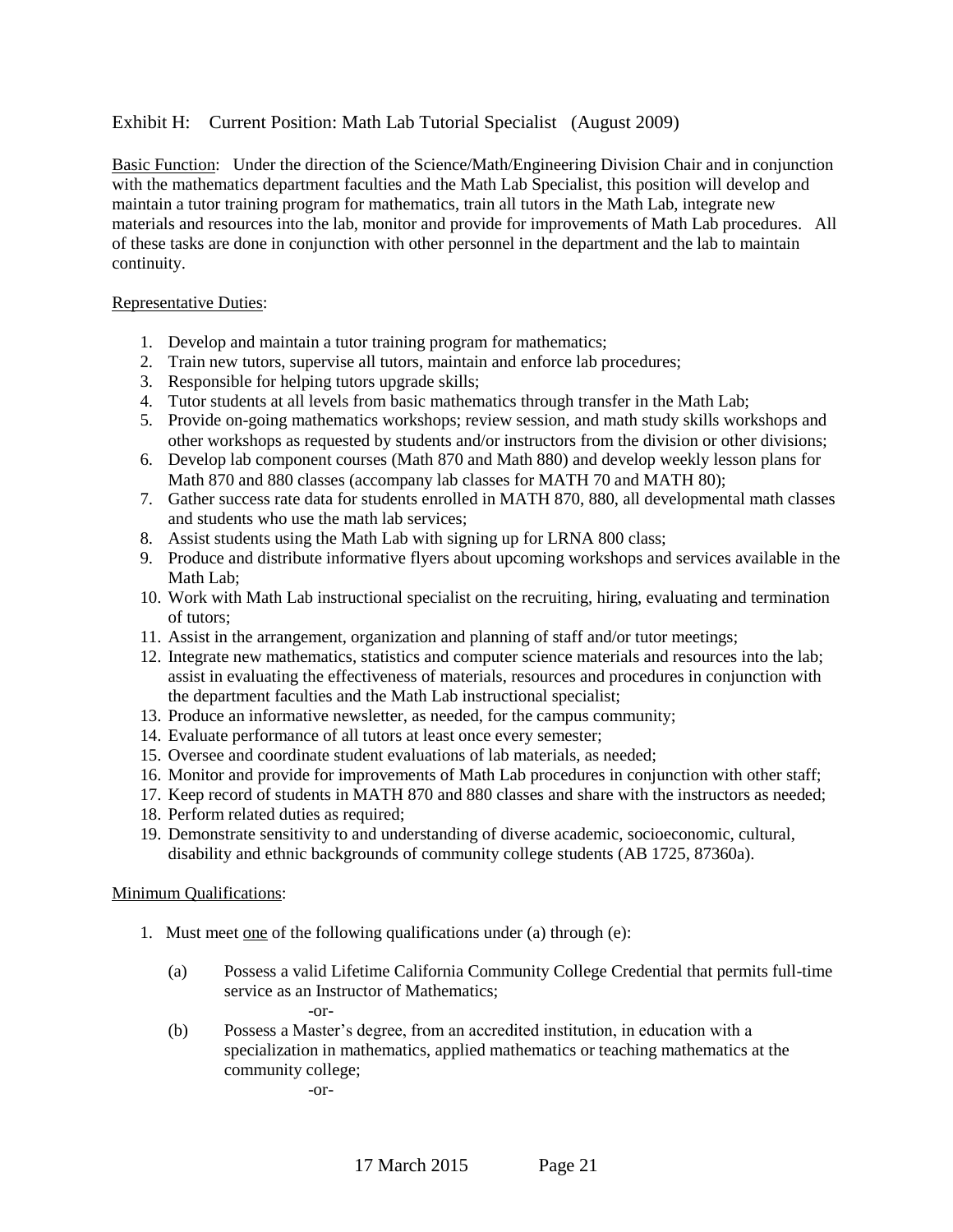Exhibit H: Current Position: Math Lab Tutorial Specialist (August 2009)

Basic Function: Under the direction of the Science/Math/Engineering Division Chair and in conjunction with the mathematics department faculties and the Math Lab Specialist, this position will develop and maintain a tutor training program for mathematics, train all tutors in the Math Lab, integrate new materials and resources into the lab, monitor and provide for improvements of Math Lab procedures. All of these tasks are done in conjunction with other personnel in the department and the lab to maintain continuity.

Representative Duties:

1. Develop and maintain a tutor training program for mathematics;
2. Train new tutors, supervise all tutors, maintain and enforce lab procedures;
3. Responsible for helping tutors upgrade skills;
4. Tutor students at all levels from basic mathematics through transfer in the Math Lab;
5. Provide on-going mathematics workshops; review session, and math study skills workshops and other workshops as requested by students and/or instructors from the division or other divisions;
6. Develop lab component courses (Math 870 and Math 880) and develop weekly lesson plans for Math 870 and 880 classes (accompany lab classes for MATH 70 and MATH 80);
7. Gather success rate data for students enrolled in MATH 870, 880, all developmental math classes and students who use the math lab services;
8. Assist students using the Math Lab with signing up for LRNA 800 class;
9. Produce and distribute informative flyers about upcoming workshops and services available in the Math Lab;
10. Work with Math Lab instructional specialist on the recruiting, hiring, evaluating and termination of tutors;
11. Assist in the arrangement, organization and planning of staff and/or tutor meetings;
12. Integrate new mathematics, statistics and computer science materials and resources into the lab; assist in evaluating the effectiveness of materials, resources and procedures in conjunction with the department faculties and the Math Lab instructional specialist;
13. Produce an informative newsletter, as needed, for the campus community;
14. Evaluate performance of all tutors at least once every semester;
15. Oversee and coordinate student evaluations of lab materials, as needed;
16. Monitor and provide for improvements of Math Lab procedures in conjunction with other staff;
17. Keep record of students in MATH 870 and 880 classes and share with the instructors as needed;
18. Perform related duties as required;
19. Demonstrate sensitivity to and understanding of diverse academic, socioeconomic, cultural, disability and ethnic backgrounds of community college students (AB 1725, 87360a).

Minimum Qualifications:

1. Must meet one of the following qualifications under (a) through (e):

   (a) Possess a valid Lifetime California Community College Credential that permits full-time service as an Instructor of Mathematics;

   -or-

   (b) Possess a Master's degree, from an accredited institution, in education with a specialization in mathematics, applied mathematics or teaching mathematics at the community college;

   -or-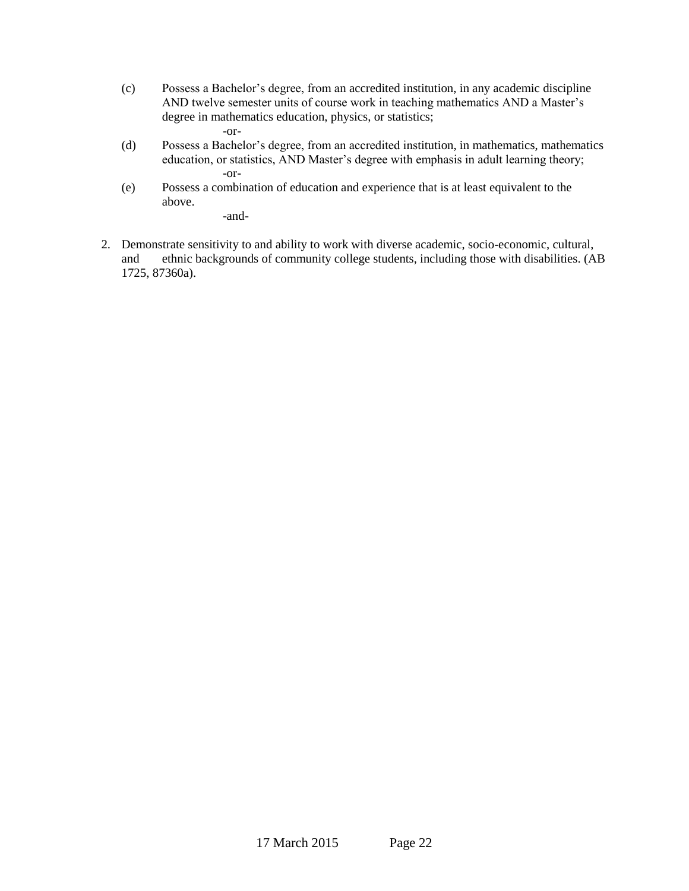(c) Possess a Bachelor's degree, from an accredited institution, in any academic discipline AND twelve semester units of course work in teaching mathematics AND a Master's degree in mathematics education, physics, or statistics;

-or-

(d) Possess a Bachelor's degree, from an accredited institution, in mathematics, mathematics education, or statistics, AND Master's degree with emphasis in adult learning theory;

-or-

(e) Possess a combination of education and experience that is at least equivalent to the above.

-and-

2. Demonstrate sensitivity to and ability to work with diverse academic, socio-economic, cultural, and ethnic backgrounds of community college students, including those with disabilities. (AB 1725, 87360a).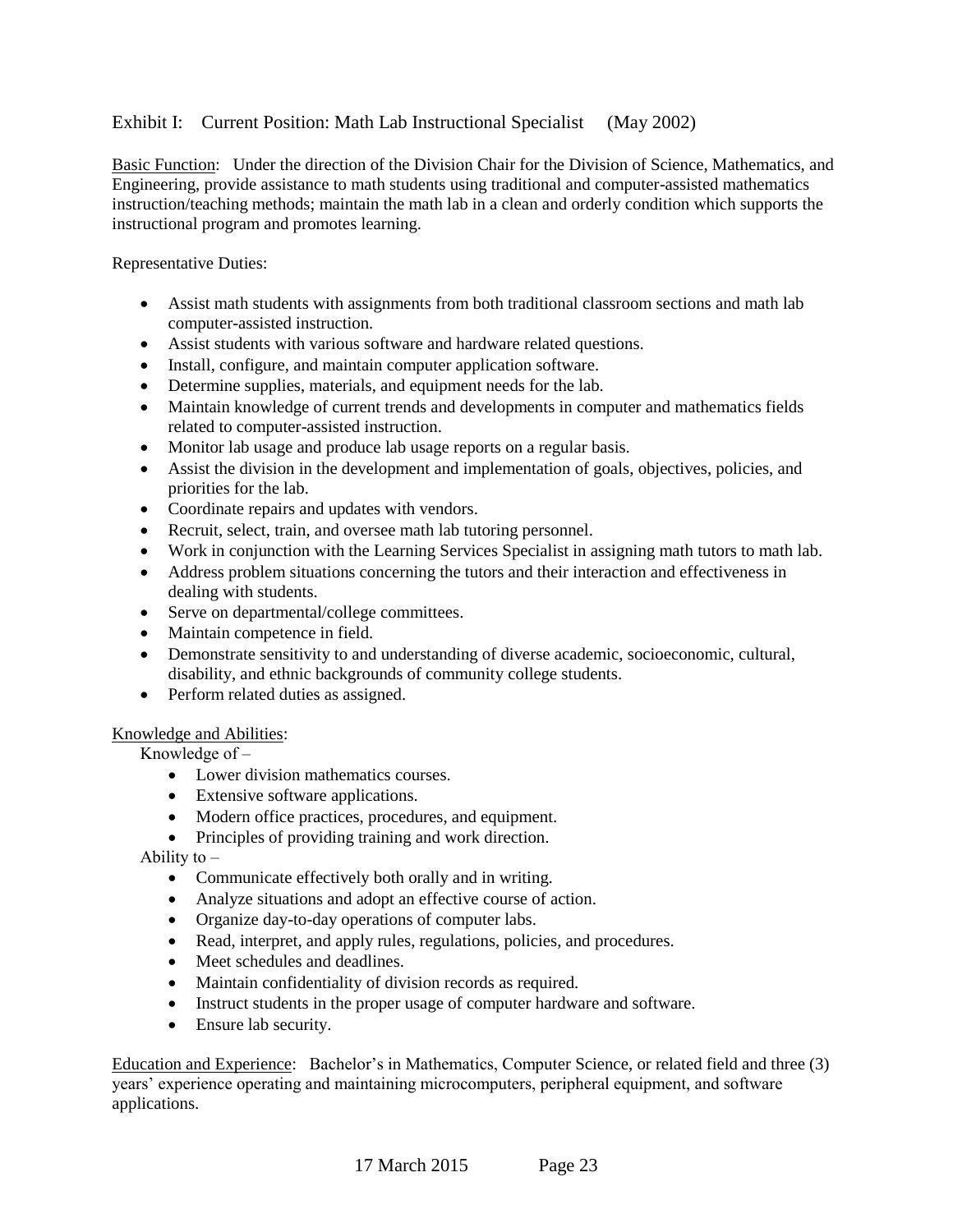Exhibit I: Current Position: Math Lab Instructional Specialist (May 2002)

Basic Function: Under the direction of the Division Chair for the Division of Science, Mathematics, and Engineering, provide assistance to math students using traditional and computer-assisted mathematics instruction/teaching methods; maintain the math lab in a clean and orderly condition which supports the instructional program and promotes learning.

Representative Duties:

- Assist math students with assignments from both traditional classroom sections and math lab computer-assisted instruction.
- Assist students with various software and hardware related questions.
- Install, configure, and maintain computer application software.
- Determine supplies, materials, and equipment needs for the lab.
- Maintain knowledge of current trends and developments in computer and mathematics fields related to computer-assisted instruction.
- Monitor lab usage and produce lab usage reports on a regular basis.
- Assist the division in the development and implementation of goals, objectives, policies, and priorities for the lab.
- Coordinate repairs and updates with vendors.
- Recruit, select, train, and oversee math lab tutoring personnel.
- Work in conjunction with the Learning Services Specialist in assigning math tutors to math lab.
- Address problem situations concerning the tutors and their interaction and effectiveness in dealing with students.
- Serve on departmental/college committees.
- Maintain competence in field.
- Demonstrate sensitivity to and understanding of diverse academic, socioeconomic, cultural, disability, and ethnic backgrounds of community college students.
- Perform related duties as assigned.

Knowledge and Abilities:

Knowledge of –

- Lower division mathematics courses.
- Extensive software applications.
- Modern office practices, procedures, and equipment.
- Principles of providing training and work direction.

Ability to –

- Communicate effectively both orally and in writing.
- Analyze situations and adopt an effective course of action.
- Organize day-to-day operations of computer labs.
- Read, interpret, and apply rules, regulations, policies, and procedures.
- Meet schedules and deadlines.
- Maintain confidentiality of division records as required.
- Instruct students in the proper usage of computer hardware and software.
- Ensure lab security.

Education and Experience: Bachelor's in Mathematics, Computer Science, or related field and three (3) years' experience operating and maintaining microcomputers, peripheral equipment, and software applications.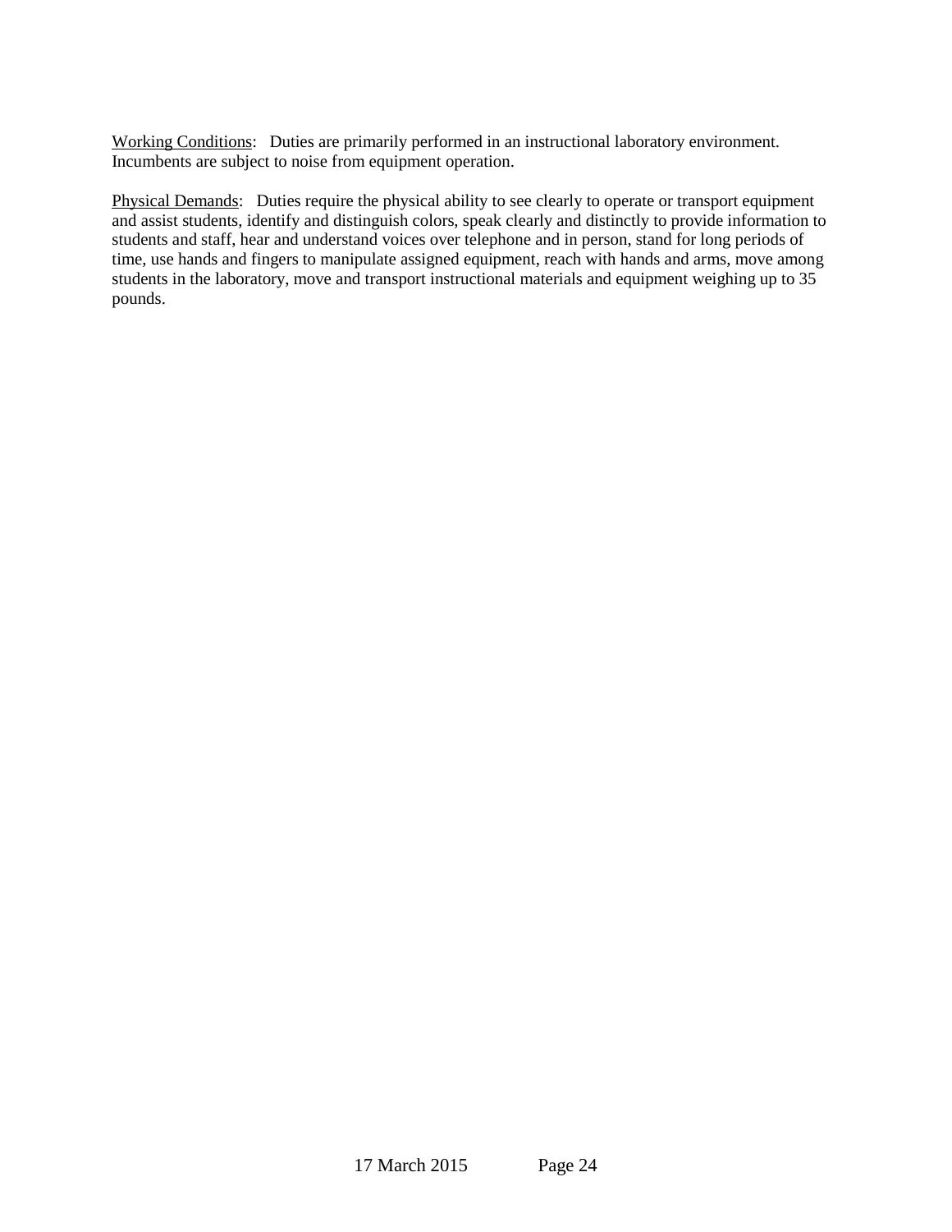Working Conditions: Duties are primarily performed in an instructional laboratory environment. Incumbents are subject to noise from equipment operation.

Physical Demands: Duties require the physical ability to see clearly to operate or transport equipment and assist students, identify and distinguish colors, speak clearly and distinctly to provide information to students and staff, hear and understand voices over telephone and in person, stand for long periods of time, use hands and fingers to manipulate assigned equipment, reach with hands and arms, move among students in the laboratory, move and transport instructional materials and equipment weighing up to 35 pounds.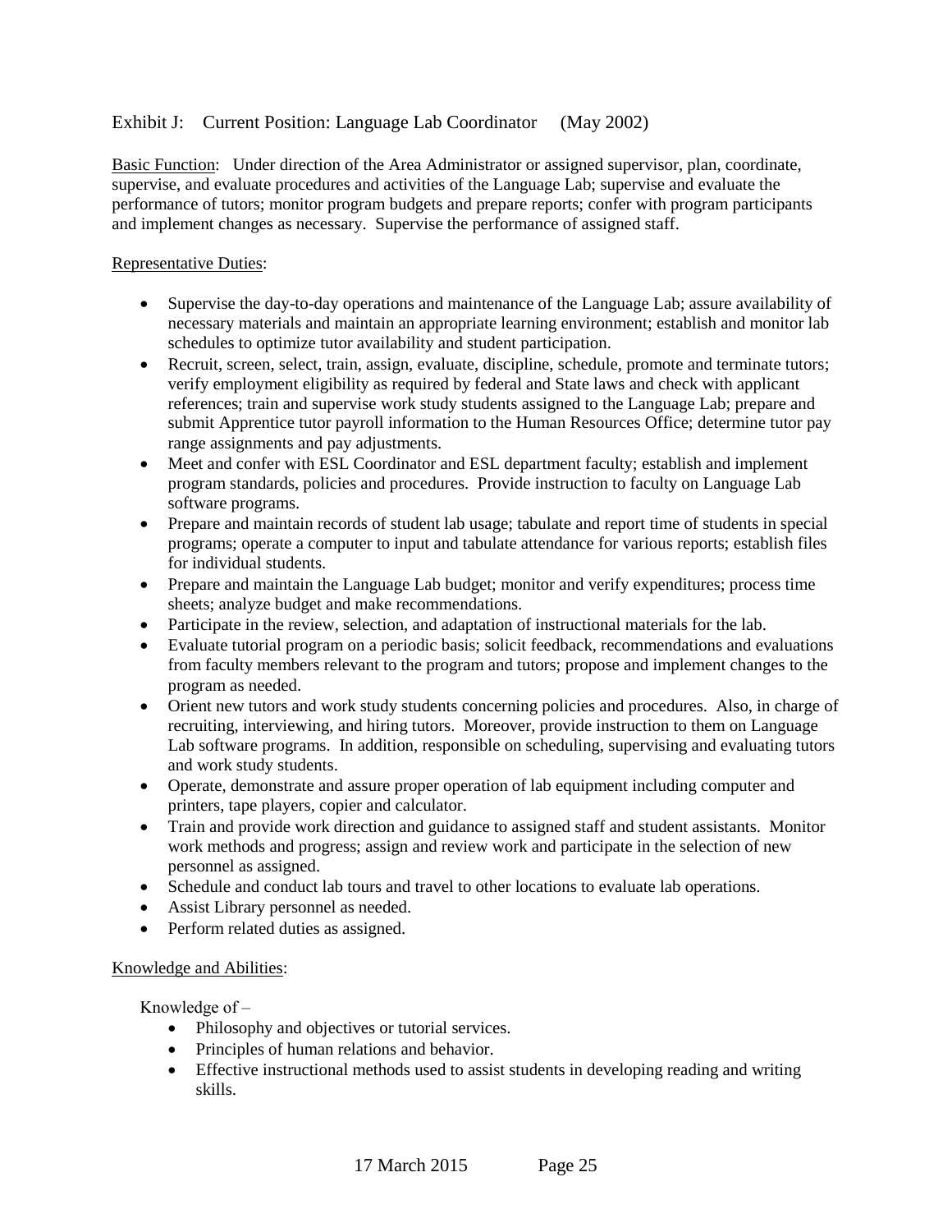Exhibit J: Current Position: Language Lab Coordinator (May 2002)

Basic Function: Under direction of the Area Administrator or assigned supervisor, plan, coordinate, supervise, and evaluate procedures and activities of the Language Lab; supervise and evaluate the performance of tutors; monitor program budgets and prepare reports; confer with program participants and implement changes as necessary. Supervise the performance of assigned staff.

Representative Duties:

- Supervise the day-to-day operations and maintenance of the Language Lab; assure availability of necessary materials and maintain an appropriate learning environment; establish and monitor lab schedules to optimize tutor availability and student participation.
- Recruit, screen, select, train, assign, evaluate, discipline, schedule, promote and terminate tutors; verify employment eligibility as required by federal and State laws and check with applicant references; train and supervise work study students assigned to the Language Lab; prepare and submit Apprentice tutor payroll information to the Human Resources Office; determine tutor pay range assignments and pay adjustments.
- Meet and confer with ESL Coordinator and ESL department faculty; establish and implement program standards, policies and procedures. Provide instruction to faculty on Language Lab software programs.
- Prepare and maintain records of student lab usage; tabulate and report time of students in special programs; operate a computer to input and tabulate attendance for various reports; establish files for individual students.
- Prepare and maintain the Language Lab budget; monitor and verify expenditures; process time sheets; analyze budget and make recommendations.
- Participate in the review, selection, and adaptation of instructional materials for the lab.
- Evaluate tutorial program on a periodic basis; solicit feedback, recommendations and evaluations from faculty members relevant to the program and tutors; propose and implement changes to the program as needed.
- Orient new tutors and work study students concerning policies and procedures. Also, in charge of recruiting, interviewing, and hiring tutors. Moreover, provide instruction to them on Language Lab software programs. In addition, responsible on scheduling, supervising and evaluating tutors and work study students.
- Operate, demonstrate and assure proper operation of lab equipment including computer and printers, tape players, copier and calculator.
- Train and provide work direction and guidance to assigned staff and student assistants. Monitor work methods and progress; assign and review work and participate in the selection of new personnel as assigned.
- Schedule and conduct lab tours and travel to other locations to evaluate lab operations.
- Assist Library personnel as needed.
- Perform related duties as assigned.

Knowledge and Abilities:

Knowledge of –

- Philosophy and objectives or tutorial services.
- Principles of human relations and behavior.
- Effective instructional methods used to assist students in developing reading and writing skills.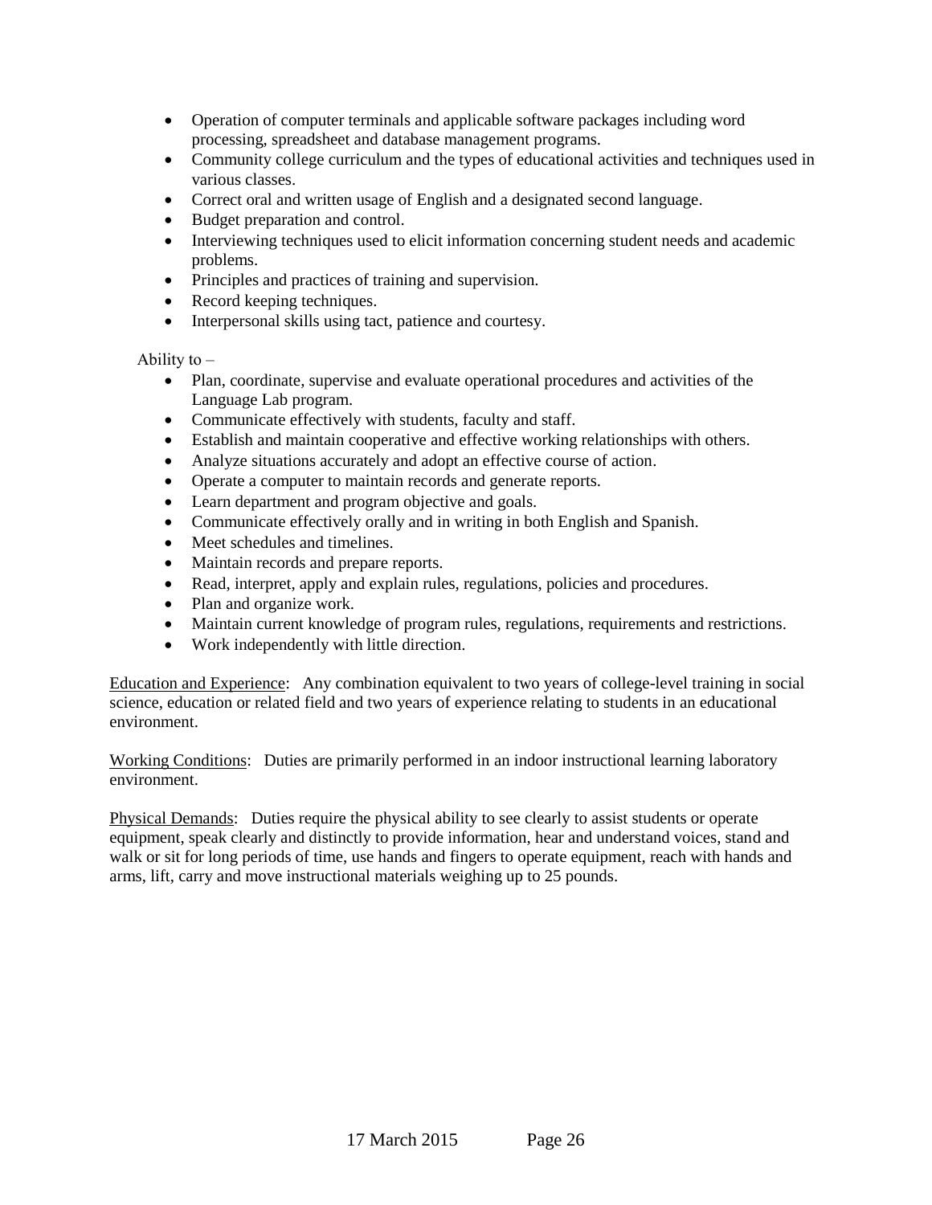- Operation of computer terminals and applicable software packages including word processing, spreadsheet and database management programs.
- Community college curriculum and the types of educational activities and techniques used in various classes.
- Correct oral and written usage of English and a designated second language.
- Budget preparation and control.
- Interviewing techniques used to elicit information concerning student needs and academic problems.
- Principles and practices of training and supervision.
- Record keeping techniques.
- Interpersonal skills using tact, patience and courtesy.

Ability to –

- Plan, coordinate, supervise and evaluate operational procedures and activities of the Language Lab program.
- Communicate effectively with students, faculty and staff.
- Establish and maintain cooperative and effective working relationships with others.
- Analyze situations accurately and adopt an effective course of action.
- Operate a computer to maintain records and generate reports.
- Learn department and program objective and goals.
- Communicate effectively orally and in writing in both English and Spanish.
- Meet schedules and timelines.
- Maintain records and prepare reports.
- Read, interpret, apply and explain rules, regulations, policies and procedures.
- Plan and organize work.
- Maintain current knowledge of program rules, regulations, requirements and restrictions.
- Work independently with little direction.

<u>Education and Experience</u>: Any combination equivalent to two years of college-level training in social science, education or related field and two years of experience relating to students in an educational environment.

<u>Working Conditions</u>: Duties are primarily performed in an indoor instructional learning laboratory environment.

<u>Physical Demands</u>: Duties require the physical ability to see clearly to assist students or operate equipment, speak clearly and distinctly to provide information, hear and understand voices, stand and walk or sit for long periods of time, use hands and fingers to operate equipment, reach with hands and arms, lift, carry and move instructional materials weighing up to 25 pounds.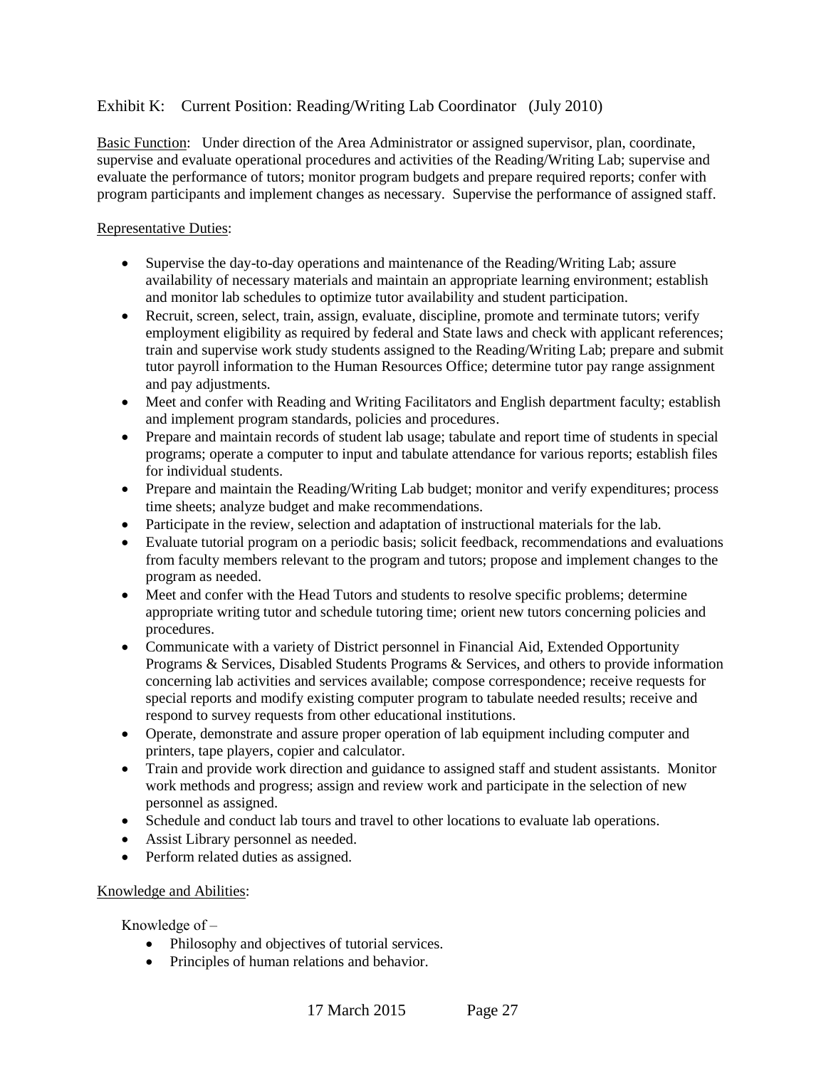Exhibit K: Current Position: Reading/Writing Lab Coordinator (July 2010)

Basic Function: Under direction of the Area Administrator or assigned supervisor, plan, coordinate, supervise and evaluate operational procedures and activities of the Reading/Writing Lab; supervise and evaluate the performance of tutors; monitor program budgets and prepare required reports; confer with program participants and implement changes as necessary. Supervise the performance of assigned staff.

Representative Duties:

- Supervise the day-to-day operations and maintenance of the Reading/Writing Lab; assure availability of necessary materials and maintain an appropriate learning environment; establish and monitor lab schedules to optimize tutor availability and student participation.
- Recruit, screen, select, train, assign, evaluate, discipline, promote and terminate tutors; verify employment eligibility as required by federal and State laws and check with applicant references; train and supervise work study students assigned to the Reading/Writing Lab; prepare and submit tutor payroll information to the Human Resources Office; determine tutor pay range assignment and pay adjustments.
- Meet and confer with Reading and Writing Facilitators and English department faculty; establish and implement program standards, policies and procedures.
- Prepare and maintain records of student lab usage; tabulate and report time of students in special programs; operate a computer to input and tabulate attendance for various reports; establish files for individual students.
- Prepare and maintain the Reading/Writing Lab budget; monitor and verify expenditures; process time sheets; analyze budget and make recommendations.
- Participate in the review, selection and adaptation of instructional materials for the lab.
- Evaluate tutorial program on a periodic basis; solicit feedback, recommendations and evaluations from faculty members relevant to the program and tutors; propose and implement changes to the program as needed.
- Meet and confer with the Head Tutors and students to resolve specific problems; determine appropriate writing tutor and schedule tutoring time; orient new tutors concerning policies and procedures.
- Communicate with a variety of District personnel in Financial Aid, Extended Opportunity Programs & Services, Disabled Students Programs & Services, and others to provide information concerning lab activities and services available; compose correspondence; receive requests for special reports and modify existing computer program to tabulate needed results; receive and respond to survey requests from other educational institutions.
- Operate, demonstrate and assure proper operation of lab equipment including computer and printers, tape players, copier and calculator.
- Train and provide work direction and guidance to assigned staff and student assistants. Monitor work methods and progress; assign and review work and participate in the selection of new personnel as assigned.
- Schedule and conduct lab tours and travel to other locations to evaluate lab operations.
- Assist Library personnel as needed.
- Perform related duties as assigned.

Knowledge and Abilities:

Knowledge of –

- Philosophy and objectives of tutorial services.
- Principles of human relations and behavior.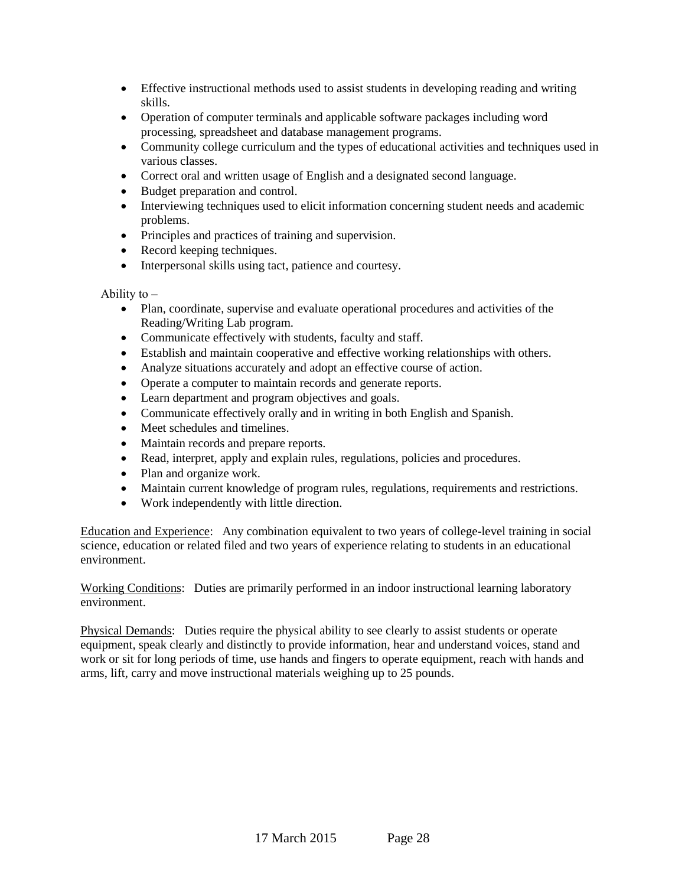- Effective instructional methods used to assist students in developing reading and writing skills.
- Operation of computer terminals and applicable software packages including word processing, spreadsheet and database management programs.
- Community college curriculum and the types of educational activities and techniques used in various classes.
- Correct oral and written usage of English and a designated second language.
- Budget preparation and control.
- Interviewing techniques used to elicit information concerning student needs and academic problems.
- Principles and practices of training and supervision.
- Record keeping techniques.
- Interpersonal skills using tact, patience and courtesy.

Ability to –

- Plan, coordinate, supervise and evaluate operational procedures and activities of the Reading/Writing Lab program.
- Communicate effectively with students, faculty and staff.
- Establish and maintain cooperative and effective working relationships with others.
- Analyze situations accurately and adopt an effective course of action.
- Operate a computer to maintain records and generate reports.
- Learn department and program objectives and goals.
- Communicate effectively orally and in writing in both English and Spanish.
- Meet schedules and timelines.
- Maintain records and prepare reports.
- Read, interpret, apply and explain rules, regulations, policies and procedures.
- Plan and organize work.
- Maintain current knowledge of program rules, regulations, requirements and restrictions.
- Work independently with little direction.

Education and Experience: Any combination equivalent to two years of college-level training in social science, education or related filed and two years of experience relating to students in an educational environment.

Working Conditions: Duties are primarily performed in an indoor instructional learning laboratory environment.

Physical Demands: Duties require the physical ability to see clearly to assist students or operate equipment, speak clearly and distinctly to provide information, hear and understand voices, stand and work or sit for long periods of time, use hands and fingers to operate equipment, reach with hands and arms, lift, carry and move instructional materials weighing up to 25 pounds.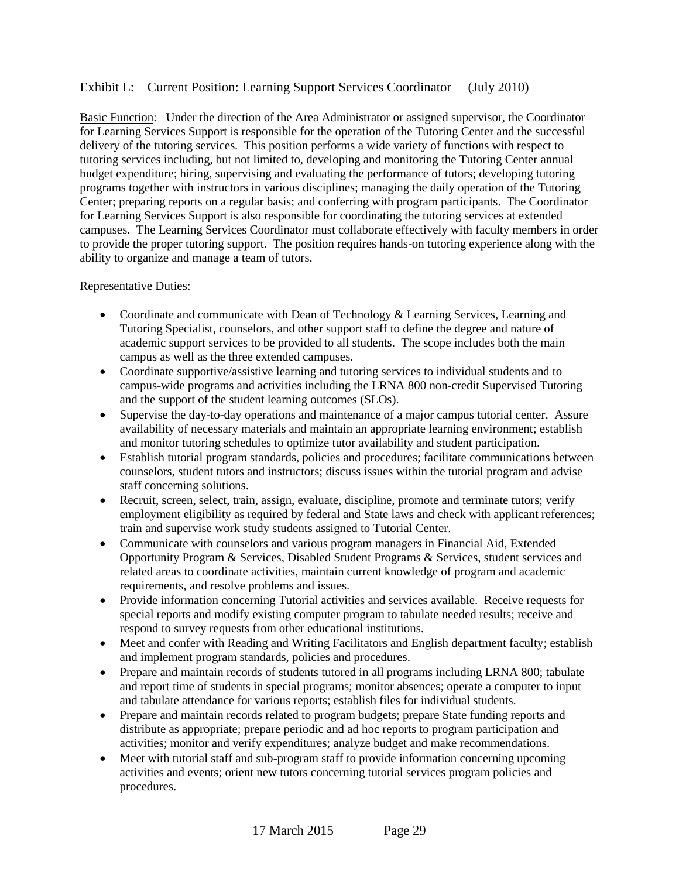Exhibit L: Current Position: Learning Support Services Coordinator (July 2010)

<u>Basic Function</u>: Under the direction of the Area Administrator or assigned supervisor, the Coordinator for Learning Services Support is responsible for the operation of the Tutoring Center and the successful delivery of the tutoring services. This position performs a wide variety of functions with respect to tutoring services including, but not limited to, developing and monitoring the Tutoring Center annual budget expenditure; hiring, supervising and evaluating the performance of tutors; developing tutoring programs together with instructors in various disciplines; managing the daily operation of the Tutoring Center; preparing reports on a regular basis; and conferring with program participants. The Coordinator for Learning Services Support is also responsible for coordinating the tutoring services at extended campuses. The Learning Services Coordinator must collaborate effectively with faculty members in order to provide the proper tutoring support. The position requires hands-on tutoring experience along with the ability to organize and manage a team of tutors.

<u>Representative Duties</u>:

- Coordinate and communicate with Dean of Technology & Learning Services, Learning and Tutoring Specialist, counselors, and other support staff to define the degree and nature of academic support services to be provided to all students. The scope includes both the main campus as well as the three extended campuses.
- Coordinate supportive/assistive learning and tutoring services to individual students and to campus-wide programs and activities including the LRNA 800 non-credit Supervised Tutoring and the support of the student learning outcomes (SLOs).
- Supervise the day-to-day operations and maintenance of a major campus tutorial center. Assure availability of necessary materials and maintain an appropriate learning environment; establish and monitor tutoring schedules to optimize tutor availability and student participation.
- Establish tutorial program standards, policies and procedures; facilitate communications between counselors, student tutors and instructors; discuss issues within the tutorial program and advise staff concerning solutions.
- Recruit, screen, select, train, assign, evaluate, discipline, promote and terminate tutors; verify employment eligibility as required by federal and State laws and check with applicant references; train and supervise work study students assigned to Tutorial Center.
- Communicate with counselors and various program managers in Financial Aid, Extended Opportunity Program & Services, Disabled Student Programs & Services, student services and related areas to coordinate activities, maintain current knowledge of program and academic requirements, and resolve problems and issues.
- Provide information concerning Tutorial activities and services available. Receive requests for special reports and modify existing computer program to tabulate needed results; receive and respond to survey requests from other educational institutions.
- Meet and confer with Reading and Writing Facilitators and English department faculty; establish and implement program standards, policies and procedures.
- Prepare and maintain records of students tutored in all programs including LRNA 800; tabulate and report time of students in special programs; monitor absences; operate a computer to input and tabulate attendance for various reports; establish files for individual students.
- Prepare and maintain records related to program budgets; prepare State funding reports and distribute as appropriate; prepare periodic and ad hoc reports to program participation and activities; monitor and verify expenditures; analyze budget and make recommendations.
- Meet with tutorial staff and sub-program staff to provide information concerning upcoming activities and events; orient new tutors concerning tutorial services program policies and procedures.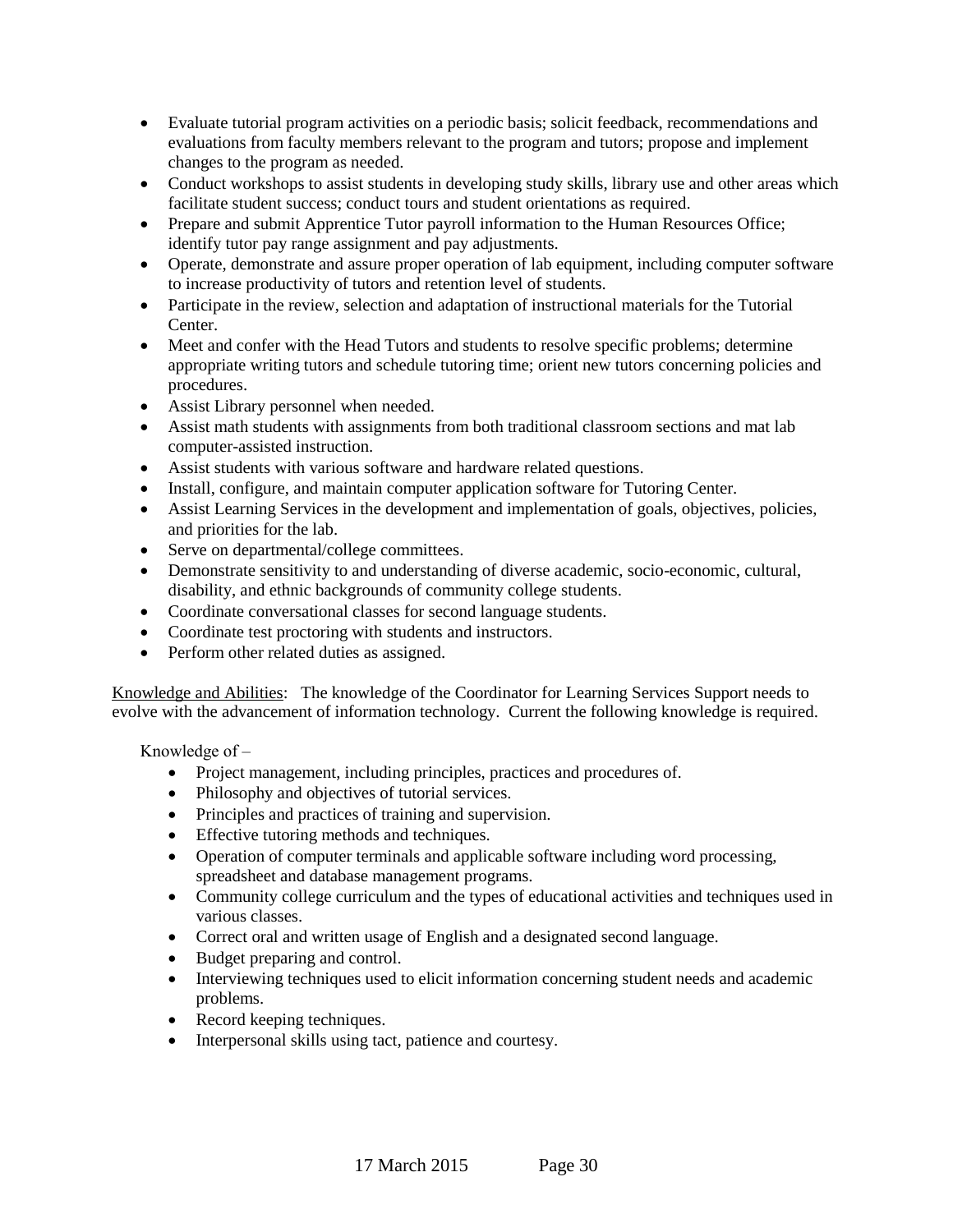- Evaluate tutorial program activities on a periodic basis; solicit feedback, recommendations and evaluations from faculty members relevant to the program and tutors; propose and implement changes to the program as needed.
- Conduct workshops to assist students in developing study skills, library use and other areas which facilitate student success; conduct tours and student orientations as required.
- Prepare and submit Apprentice Tutor payroll information to the Human Resources Office; identify tutor pay range assignment and pay adjustments.
- Operate, demonstrate and assure proper operation of lab equipment, including computer software to increase productivity of tutors and retention level of students.
- Participate in the review, selection and adaptation of instructional materials for the Tutorial Center.
- Meet and confer with the Head Tutors and students to resolve specific problems; determine appropriate writing tutors and schedule tutoring time; orient new tutors concerning policies and procedures.
- Assist Library personnel when needed.
- Assist math students with assignments from both traditional classroom sections and mat lab computer-assisted instruction.
- Assist students with various software and hardware related questions.
- Install, configure, and maintain computer application software for Tutoring Center.
- Assist Learning Services in the development and implementation of goals, objectives, policies, and priorities for the lab.
- Serve on departmental/college committees.
- Demonstrate sensitivity to and understanding of diverse academic, socio-economic, cultural, disability, and ethnic backgrounds of community college students.
- Coordinate conversational classes for second language students.
- Coordinate test proctoring with students and instructors.
- Perform other related duties as assigned.

Knowledge and Abilities: The knowledge of the Coordinator for Learning Services Support needs to evolve with the advancement of information technology. Current the following knowledge is required.

Knowledge of –

- Project management, including principles, practices and procedures of.
- Philosophy and objectives of tutorial services.
- Principles and practices of training and supervision.
- Effective tutoring methods and techniques.
- Operation of computer terminals and applicable software including word processing, spreadsheet and database management programs.
- Community college curriculum and the types of educational activities and techniques used in various classes.
- Correct oral and written usage of English and a designated second language.
- Budget preparing and control.
- Interviewing techniques used to elicit information concerning student needs and academic problems.
- Record keeping techniques.
- Interpersonal skills using tact, patience and courtesy.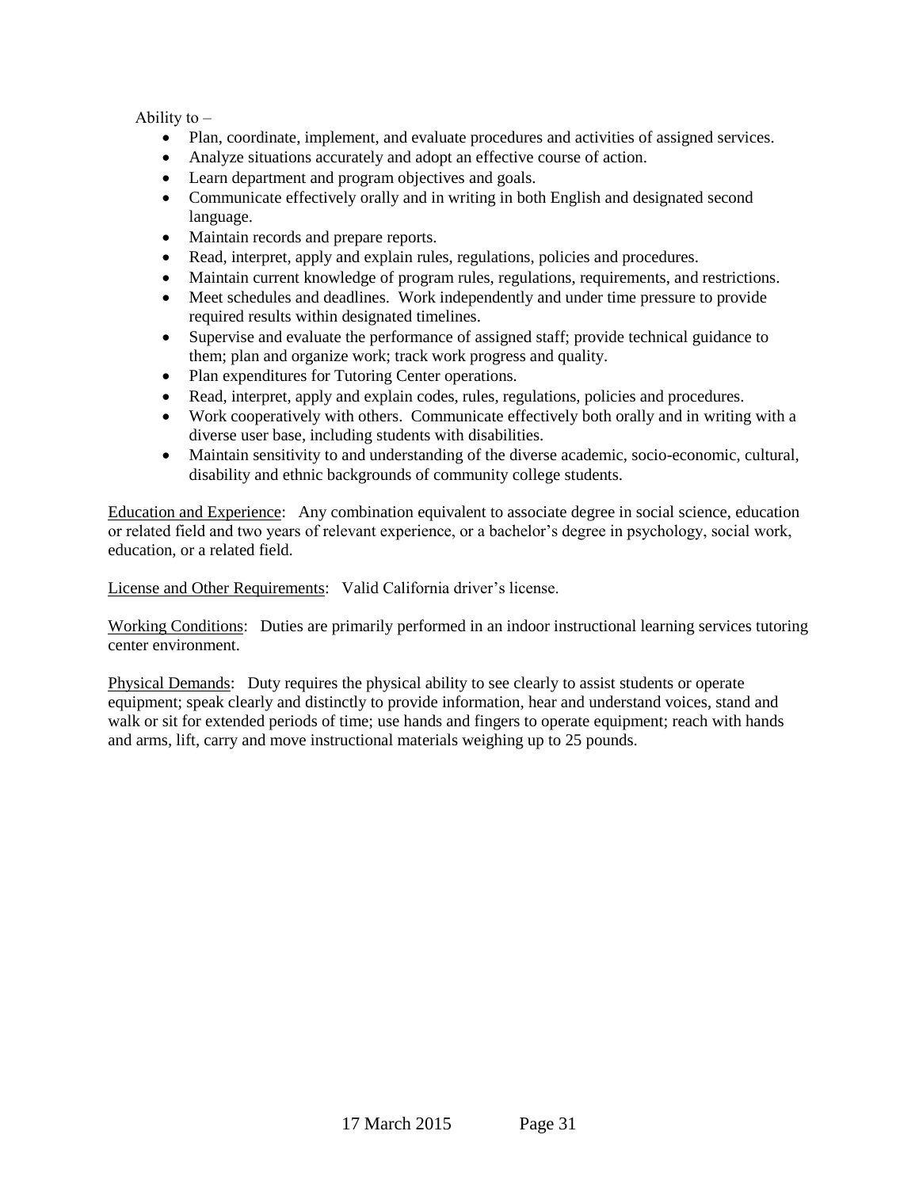Ability to –

- Plan, coordinate, implement, and evaluate procedures and activities of assigned services.
- Analyze situations accurately and adopt an effective course of action.
- Learn department and program objectives and goals.
- Communicate effectively orally and in writing in both English and designated second language.
- Maintain records and prepare reports.
- Read, interpret, apply and explain rules, regulations, policies and procedures.
- Maintain current knowledge of program rules, regulations, requirements, and restrictions.
- Meet schedules and deadlines. Work independently and under time pressure to provide required results within designated timelines.
- Supervise and evaluate the performance of assigned staff; provide technical guidance to them; plan and organize work; track work progress and quality.
- Plan expenditures for Tutoring Center operations.
- Read, interpret, apply and explain codes, rules, regulations, policies and procedures.
- Work cooperatively with others. Communicate effectively both orally and in writing with a diverse user base, including students with disabilities.
- Maintain sensitivity to and understanding of the diverse academic, socio-economic, cultural, disability and ethnic backgrounds of community college students.

Education and Experience: Any combination equivalent to associate degree in social science, education or related field and two years of relevant experience, or a bachelor's degree in psychology, social work, education, or a related field.

License and Other Requirements: Valid California driver's license.

Working Conditions: Duties are primarily performed in an indoor instructional learning services tutoring center environment.

Physical Demands: Duty requires the physical ability to see clearly to assist students or operate equipment; speak clearly and distinctly to provide information, hear and understand voices, stand and walk or sit for extended periods of time; use hands and fingers to operate equipment; reach with hands and arms, lift, carry and move instructional materials weighing up to 25 pounds.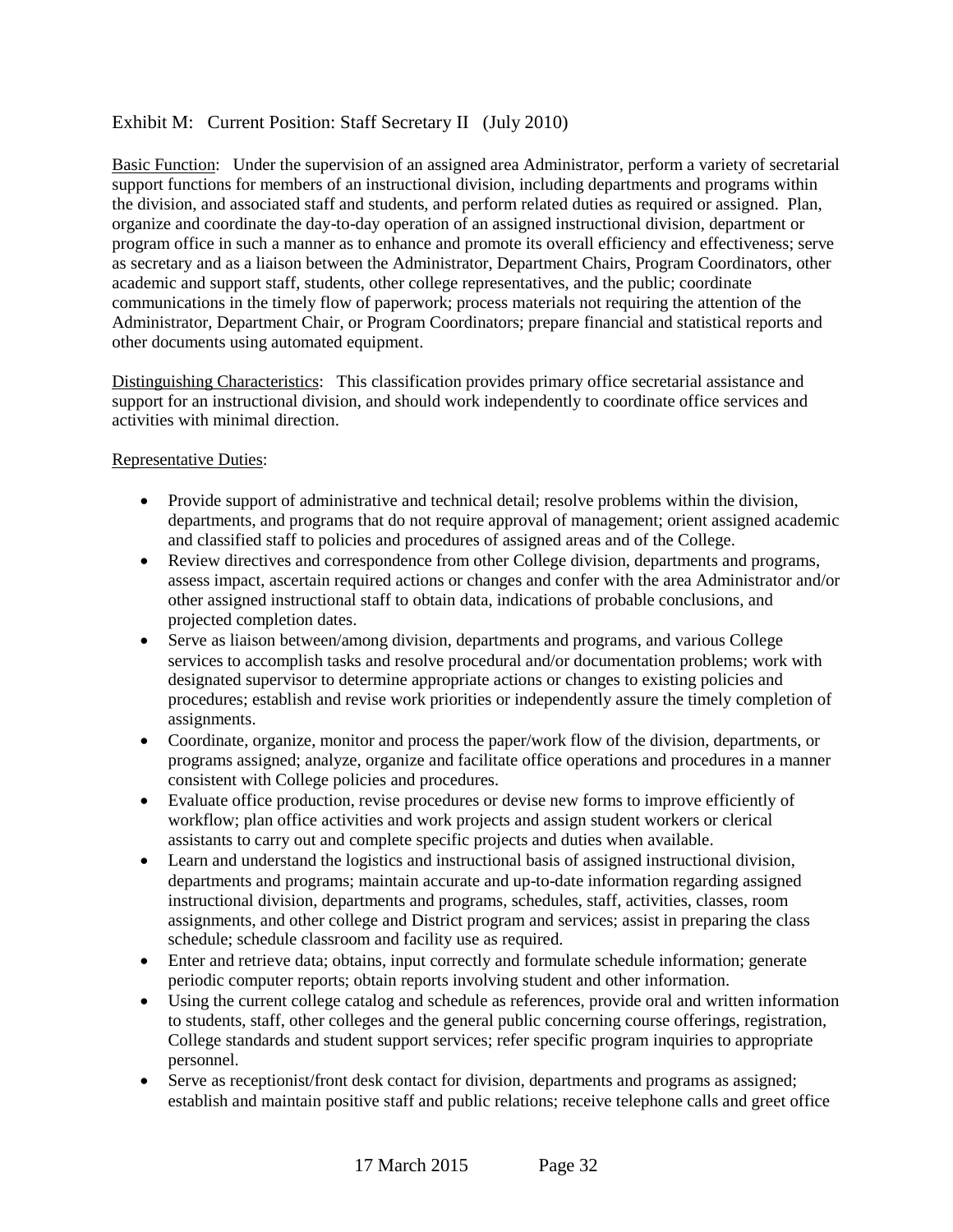Exhibit M: Current Position: Staff Secretary II (July 2010)

Basic Function: Under the supervision of an assigned area Administrator, perform a variety of secretarial support functions for members of an instructional division, including departments and programs within the division, and associated staff and students, and perform related duties as required or assigned. Plan, organize and coordinate the day-to-day operation of an assigned instructional division, department or program office in such a manner as to enhance and promote its overall efficiency and effectiveness; serve as secretary and as a liaison between the Administrator, Department Chairs, Program Coordinators, other academic and support staff, students, other college representatives, and the public; coordinate communications in the timely flow of paperwork; process materials not requiring the attention of the Administrator, Department Chair, or Program Coordinators; prepare financial and statistical reports and other documents using automated equipment.

Distinguishing Characteristics: This classification provides primary office secretarial assistance and support for an instructional division, and should work independently to coordinate office services and activities with minimal direction.

Representative Duties:

- Provide support of administrative and technical detail; resolve problems within the division, departments, and programs that do not require approval of management; orient assigned academic and classified staff to policies and procedures of assigned areas and of the College.
- Review directives and correspondence from other College division, departments and programs, assess impact, ascertain required actions or changes and confer with the area Administrator and/or other assigned instructional staff to obtain data, indications of probable conclusions, and projected completion dates.
- Serve as liaison between/among division, departments and programs, and various College services to accomplish tasks and resolve procedural and/or documentation problems; work with designated supervisor to determine appropriate actions or changes to existing policies and procedures; establish and revise work priorities or independently assure the timely completion of assignments.
- Coordinate, organize, monitor and process the paper/work flow of the division, departments, or programs assigned; analyze, organize and facilitate office operations and procedures in a manner consistent with College policies and procedures.
- Evaluate office production, revise procedures or devise new forms to improve efficiently of workflow; plan office activities and work projects and assign student workers or clerical assistants to carry out and complete specific projects and duties when available.
- Learn and understand the logistics and instructional basis of assigned instructional division, departments and programs; maintain accurate and up-to-date information regarding assigned instructional division, departments and programs, schedules, staff, activities, classes, room assignments, and other college and District program and services; assist in preparing the class schedule; schedule classroom and facility use as required.
- Enter and retrieve data; obtains, input correctly and formulate schedule information; generate periodic computer reports; obtain reports involving student and other information.
- Using the current college catalog and schedule as references, provide oral and written information to students, staff, other colleges and the general public concerning course offerings, registration, College standards and student support services; refer specific program inquiries to appropriate personnel.
- Serve as receptionist/front desk contact for division, departments and programs as assigned; establish and maintain positive staff and public relations; receive telephone calls and greet office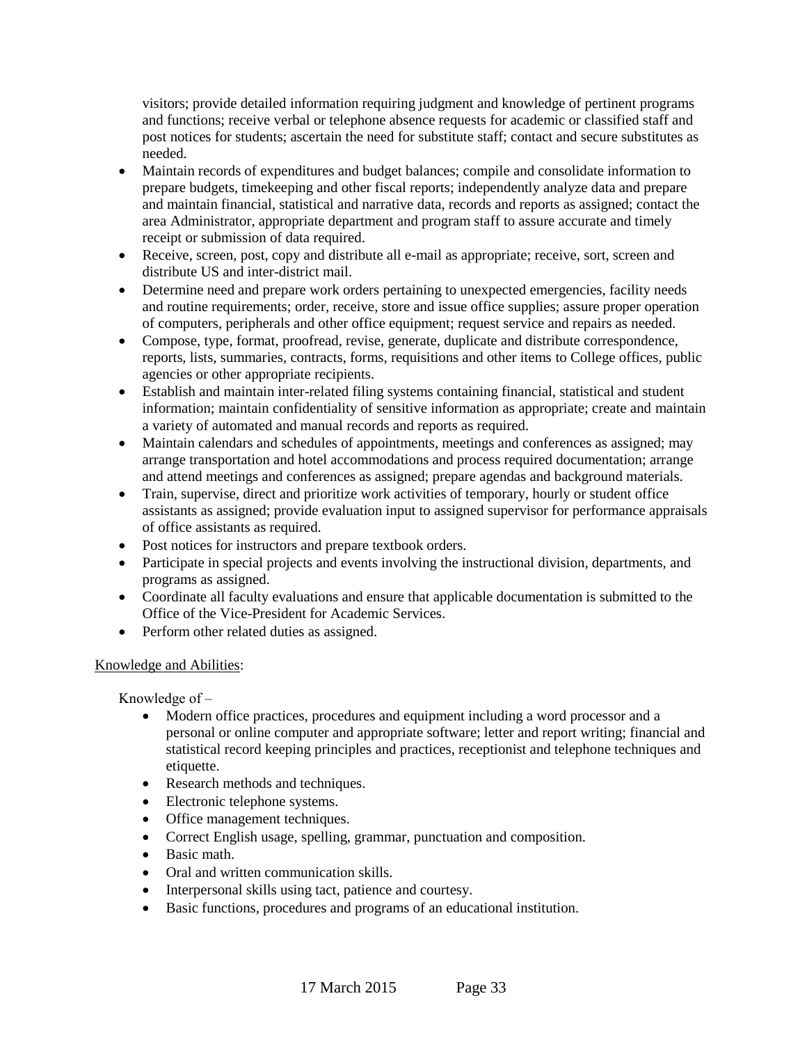visitors; provide detailed information requiring judgment and knowledge of pertinent programs and functions; receive verbal or telephone absence requests for academic or classified staff and post notices for students; ascertain the need for substitute staff; contact and secure substitutes as needed.

- Maintain records of expenditures and budget balances; compile and consolidate information to prepare budgets, timekeeping and other fiscal reports; independently analyze data and prepare and maintain financial, statistical and narrative data, records and reports as assigned; contact the area Administrator, appropriate department and program staff to assure accurate and timely receipt or submission of data required.
- Receive, screen, post, copy and distribute all e-mail as appropriate; receive, sort, screen and distribute US and inter-district mail.
- Determine need and prepare work orders pertaining to unexpected emergencies, facility needs and routine requirements; order, receive, store and issue office supplies; assure proper operation of computers, peripherals and other office equipment; request service and repairs as needed.
- Compose, type, format, proofread, revise, generate, duplicate and distribute correspondence, reports, lists, summaries, contracts, forms, requisitions and other items to College offices, public agencies or other appropriate recipients.
- Establish and maintain inter-related filing systems containing financial, statistical and student information; maintain confidentiality of sensitive information as appropriate; create and maintain a variety of automated and manual records and reports as required.
- Maintain calendars and schedules of appointments, meetings and conferences as assigned; may arrange transportation and hotel accommodations and process required documentation; arrange and attend meetings and conferences as assigned; prepare agendas and background materials.
- Train, supervise, direct and prioritize work activities of temporary, hourly or student office assistants as assigned; provide evaluation input to assigned supervisor for performance appraisals of office assistants as required.
- Post notices for instructors and prepare textbook orders.
- Participate in special projects and events involving the instructional division, departments, and programs as assigned.
- Coordinate all faculty evaluations and ensure that applicable documentation is submitted to the Office of the Vice-President for Academic Services.
- Perform other related duties as assigned.

Knowledge and Abilities:

Knowledge of –

- Modern office practices, procedures and equipment including a word processor and a personal or online computer and appropriate software; letter and report writing; financial and statistical record keeping principles and practices, receptionist and telephone techniques and etiquette.
- Research methods and techniques.
- Electronic telephone systems.
- Office management techniques.
- Correct English usage, spelling, grammar, punctuation and composition.
- Basic math.
- Oral and written communication skills.
- Interpersonal skills using tact, patience and courtesy.
- Basic functions, procedures and programs of an educational institution.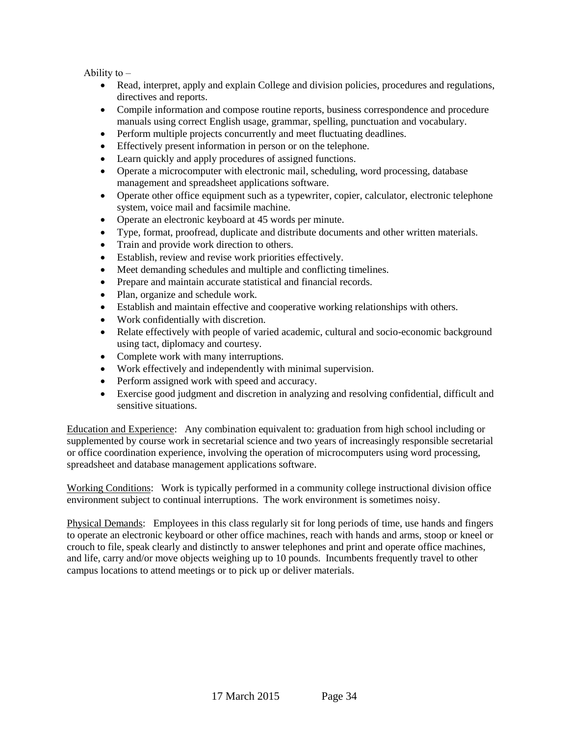Ability to –

- Read, interpret, apply and explain College and division policies, procedures and regulations, directives and reports.
- Compile information and compose routine reports, business correspondence and procedure manuals using correct English usage, grammar, spelling, punctuation and vocabulary.
- Perform multiple projects concurrently and meet fluctuating deadlines.
- Effectively present information in person or on the telephone.
- Learn quickly and apply procedures of assigned functions.
- Operate a microcomputer with electronic mail, scheduling, word processing, database management and spreadsheet applications software.
- Operate other office equipment such as a typewriter, copier, calculator, electronic telephone system, voice mail and facsimile machine.
- Operate an electronic keyboard at 45 words per minute.
- Type, format, proofread, duplicate and distribute documents and other written materials.
- Train and provide work direction to others.
- Establish, review and revise work priorities effectively.
- Meet demanding schedules and multiple and conflicting timelines.
- Prepare and maintain accurate statistical and financial records.
- Plan, organize and schedule work.
- Establish and maintain effective and cooperative working relationships with others.
- Work confidentially with discretion.
- Relate effectively with people of varied academic, cultural and socio-economic background using tact, diplomacy and courtesy.
- Complete work with many interruptions.
- Work effectively and independently with minimal supervision.
- Perform assigned work with speed and accuracy.
- Exercise good judgment and discretion in analyzing and resolving confidential, difficult and sensitive situations.

Education and Experience: Any combination equivalent to: graduation from high school including or supplemented by course work in secretarial science and two years of increasingly responsible secretarial or office coordination experience, involving the operation of microcomputers using word processing, spreadsheet and database management applications software.

Working Conditions: Work is typically performed in a community college instructional division office environment subject to continual interruptions. The work environment is sometimes noisy.

Physical Demands: Employees in this class regularly sit for long periods of time, use hands and fingers to operate an electronic keyboard or other office machines, reach with hands and arms, stoop or kneel or crouch to file, speak clearly and distinctly to answer telephones and print and operate office machines, and life, carry and/or move objects weighing up to 10 pounds. Incumbents frequently travel to other campus locations to attend meetings or to pick up or deliver materials.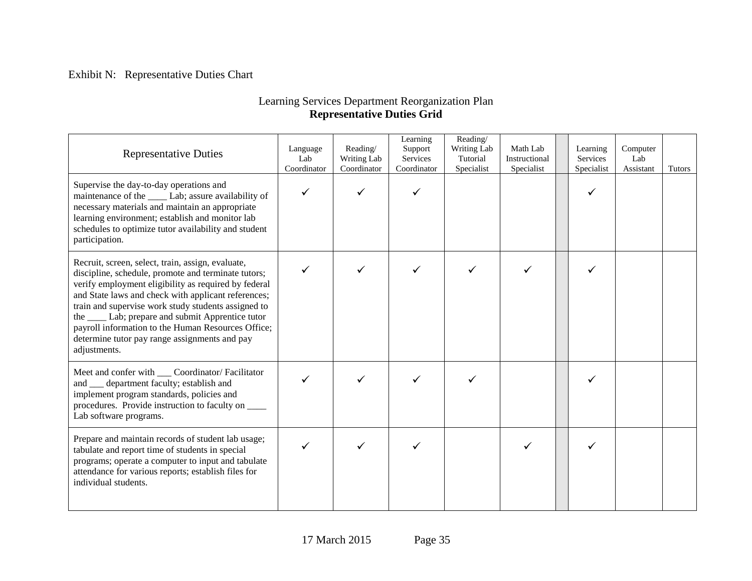Exhibit N: Representative Duties Chart

Learning Services Department Reorganization Plan
**Representative Duties Grid**

| Representative Duties | Language Lab Coordinator | Reading/ Writing Lab Coordinator | Learning Support Services Coordinator | Reading/ Writing Lab Tutorial Specialist | Math Lab Instructional Specialist | | Learning Services Specialist | Computer Lab Assistant | Tutors |
|---|---|---|---|---|---|---|---|---|---|
| Supervise the day-to-day operations and maintenance of the ____ Lab; assure availability of necessary materials and maintain an appropriate learning environment; establish and monitor lab schedules to optimize tutor availability and student participation. | ✓ | ✓ | ✓ | | | | ✓ | | |
| Recruit, screen, select, train, assign, evaluate, discipline, schedule, promote and terminate tutors; verify employment eligibility as required by federal and State laws and check with applicant references; train and supervise work study students assigned to the ____ Lab; prepare and submit Apprentice tutor payroll information to the Human Resources Office; determine tutor pay range assignments and pay adjustments. | ✓ | ✓ | ✓ | ✓ | ✓ | | ✓ | | |
| Meet and confer with ___ Coordinator/ Facilitator and ___ department faculty; establish and implement program standards, policies and procedures. Provide instruction to faculty on ____ Lab software programs. | ✓ | ✓ | ✓ | ✓ | | | ✓ | | |
| Prepare and maintain records of student lab usage; tabulate and report time of students in special programs; operate a computer to input and tabulate attendance for various reports; establish files for individual students. | ✓ | ✓ | ✓ | | ✓ | | ✓ | | |

17 March 2015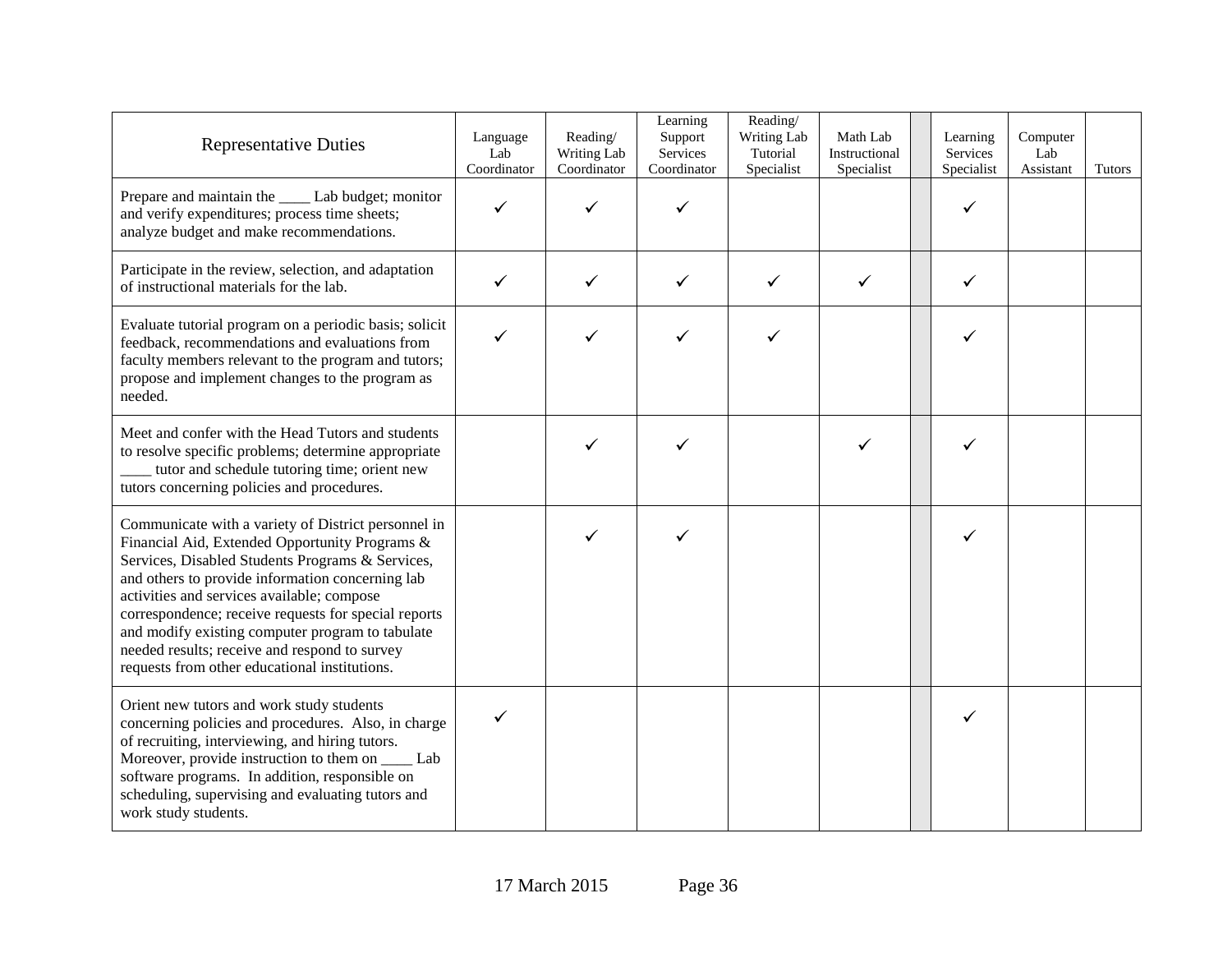| Representative Duties | Language Lab Coordinator | Reading/ Writing Lab Coordinator | Learning Support Services Coordinator | Reading/ Writing Lab Tutorial Specialist | Math Lab Instructional Specialist | | Learning Services Specialist | Computer Lab Assistant | Tutors |
|---|---|---|---|---|---|---|---|---|---|
| Prepare and maintain the ____ Lab budget; monitor and verify expenditures; process time sheets; analyze budget and make recommendations. | ✓ | ✓ | ✓ | | | | ✓ | | |
| Participate in the review, selection, and adaptation of instructional materials for the lab. | ✓ | ✓ | ✓ | ✓ | ✓ | | ✓ | | |
| Evaluate tutorial program on a periodic basis; solicit feedback, recommendations and evaluations from faculty members relevant to the program and tutors; propose and implement changes to the program as needed. | ✓ | ✓ | ✓ | ✓ | | | ✓ | | |
| Meet and confer with the Head Tutors and students to resolve specific problems; determine appropriate ____ tutor and schedule tutoring time; orient new tutors concerning policies and procedures. | | ✓ | ✓ | | ✓ | | ✓ | | |
| Communicate with a variety of District personnel in Financial Aid, Extended Opportunity Programs & Services, Disabled Students Programs & Services, and others to provide information concerning lab activities and services available; compose correspondence; receive requests for special reports and modify existing computer program to tabulate needed results; receive and respond to survey requests from other educational institutions. | | ✓ | ✓ | | | | ✓ | | |
| Orient new tutors and work study students concerning policies and procedures. Also, in charge of recruiting, interviewing, and hiring tutors. Moreover, provide instruction to them on ____ Lab software programs. In addition, responsible on scheduling, supervising and evaluating tutors and work study students. | ✓ | | | | | | ✓ | | |

17 March 2015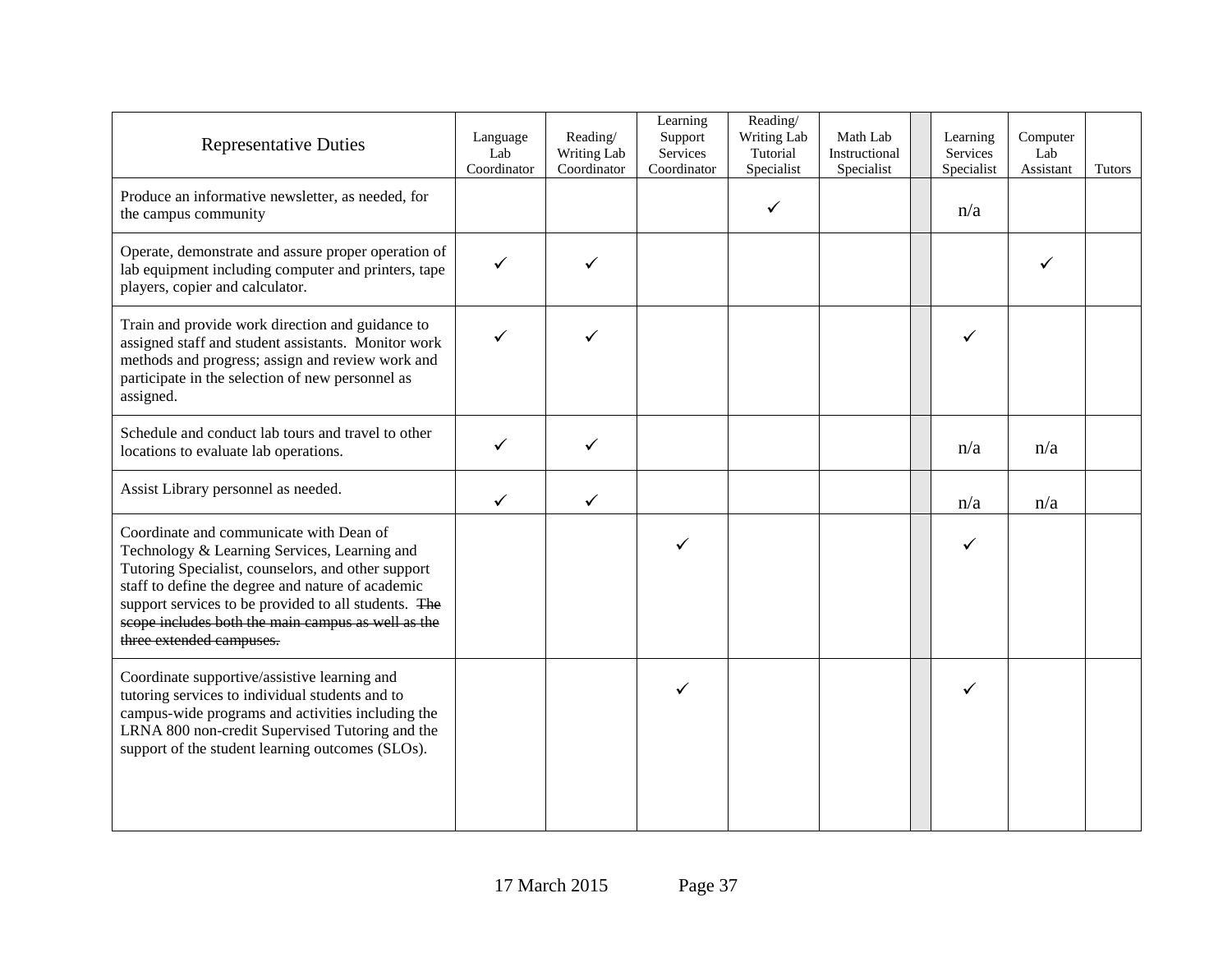| Representative Duties | Language Lab Coordinator | Reading/ Writing Lab Coordinator | Learning Support Services Coordinator | Reading/ Writing Lab Tutorial Specialist | Math Lab Instructional Specialist | | Learning Services Specialist | Computer Lab Assistant | Tutors |
|---|---|---|---|---|---|---|---|---|---|
| Produce an informative newsletter, as needed, for the campus community | | | | ✓ | | | n/a | | |
| Operate, demonstrate and assure proper operation of lab equipment including computer and printers, tape players, copier and calculator. | ✓ | ✓ | | | | | | ✓ | |
| Train and provide work direction and guidance to assigned staff and student assistants. Monitor work methods and progress; assign and review work and participate in the selection of new personnel as assigned. | ✓ | ✓ | | | | | ✓ | | |
| Schedule and conduct lab tours and travel to other locations to evaluate lab operations. | ✓ | ✓ | | | | | n/a | n/a | |
| Assist Library personnel as needed. | ✓ | ✓ | | | | | n/a | n/a | |
| Coordinate and communicate with Dean of Technology & Learning Services, Learning and Tutoring Specialist, counselors, and other support staff to define the degree and nature of academic support services to be provided to all students. ~~The scope includes both the main campus as well as the three extended campuses.~~ | | | ✓ | | | | ✓ | | |
| Coordinate supportive/assistive learning and tutoring services to individual students and to campus-wide programs and activities including the LRNA 800 non-credit Supervised Tutoring and the support of the student learning outcomes (SLOs). | | | ✓ | | | | ✓ | | |

17 March 2015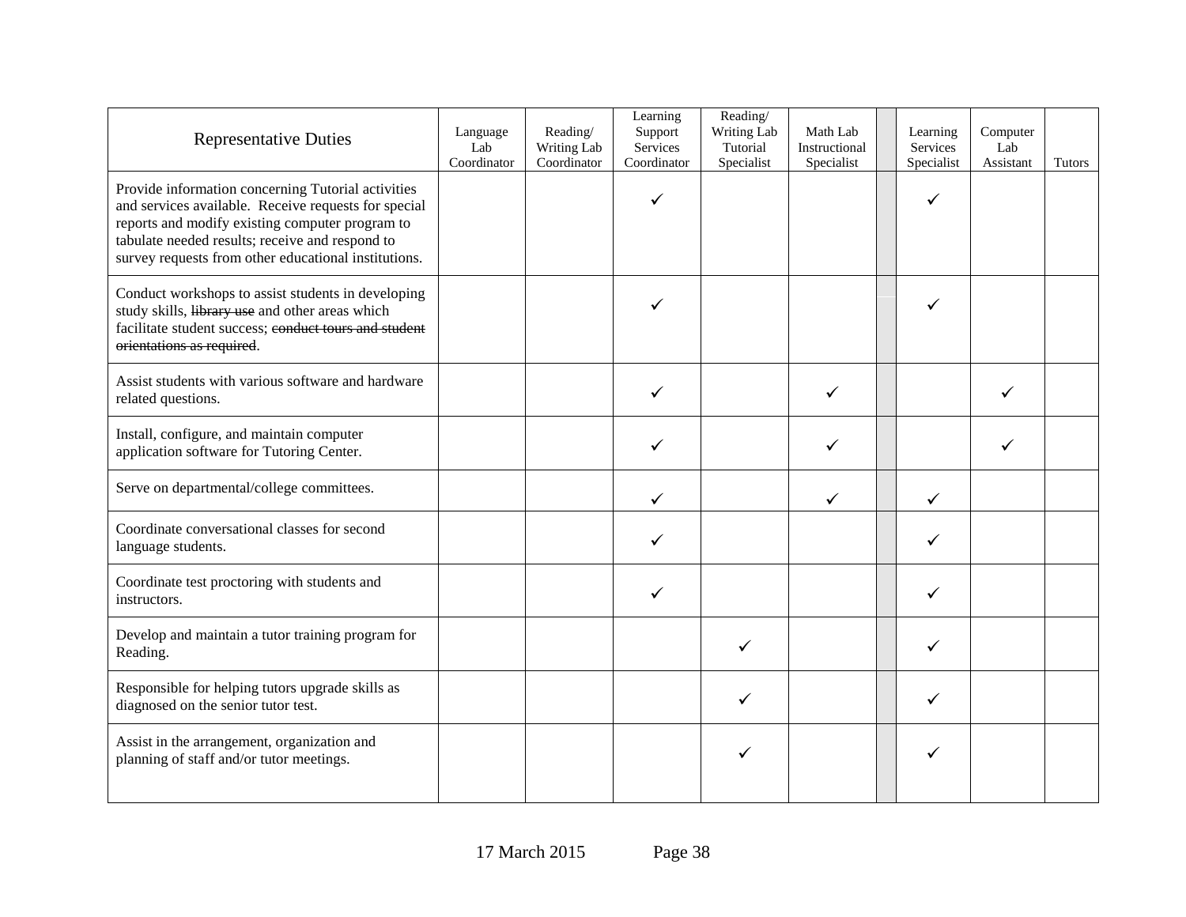| Representative Duties | Language Lab Coordinator | Reading/ Writing Lab Coordinator | Learning Support Services Coordinator | Reading/ Writing Lab Tutorial Specialist | Math Lab Instructional Specialist | | Learning Services Specialist | Computer Lab Assistant | Tutors |
|---|---|---|---|---|---|---|---|---|---|
| Provide information concerning Tutorial activities and services available. Receive requests for special reports and modify existing computer program to tabulate needed results; receive and respond to survey requests from other educational institutions. | | | ✓ | | | | ✓ | | |
| Conduct workshops to assist students in developing study skills, ~~library use~~ and other areas which facilitate student success; ~~conduct tours and student orientations as required~~. | | | ✓ | | | | ✓ | | |
| Assist students with various software and hardware related questions. | | | ✓ | | ✓ | | | ✓ | |
| Install, configure, and maintain computer application software for Tutoring Center. | | | ✓ | | ✓ | | | ✓ | |
| Serve on departmental/college committees. | | | ✓ | | ✓ | | ✓ | | |
| Coordinate conversational classes for second language students. | | | ✓ | | | | ✓ | | |
| Coordinate test proctoring with students and instructors. | | | ✓ | | | | ✓ | | |
| Develop and maintain a tutor training program for Reading. | | | | ✓ | | | ✓ | | |
| Responsible for helping tutors upgrade skills as diagnosed on the senior tutor test. | | | | ✓ | | | ✓ | | |
| Assist in the arrangement, organization and planning of staff and/or tutor meetings. | | | | ✓ | | | ✓ | | |

17 March 2015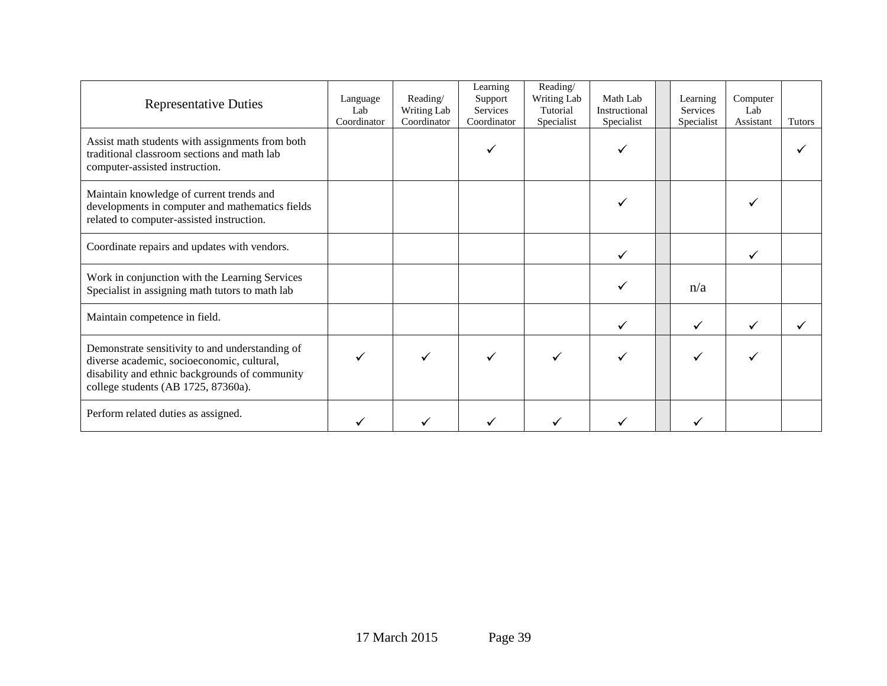| Representative Duties | Language Lab Coordinator | Reading/ Writing Lab Coordinator | Learning Support Services Coordinator | Reading/ Writing Lab Tutorial Specialist | Math Lab Instructional Specialist | | Learning Services Specialist | Computer Lab Assistant | Tutors |
|---|---|---|---|---|---|---|---|---|---|
| Assist math students with assignments from both traditional classroom sections and math lab computer-assisted instruction. | | | ✓ | | ✓ | | | | ✓ |
| Maintain knowledge of current trends and developments in computer and mathematics fields related to computer-assisted instruction. | | | | | ✓ | | | ✓ | |
| Coordinate repairs and updates with vendors. | | | | | ✓ | | | ✓ | |
| Work in conjunction with the Learning Services Specialist in assigning math tutors to math lab | | | | | ✓ | | n/a | | |
| Maintain competence in field. | | | | | ✓ | | ✓ | ✓ | ✓ |
| Demonstrate sensitivity to and understanding of diverse academic, socioeconomic, cultural, disability and ethnic backgrounds of community college students (AB 1725, 87360a). | ✓ | ✓ | ✓ | ✓ | ✓ | | ✓ | ✓ | |
| Perform related duties as assigned. | ✓ | ✓ | ✓ | ✓ | ✓ | | ✓ | | |